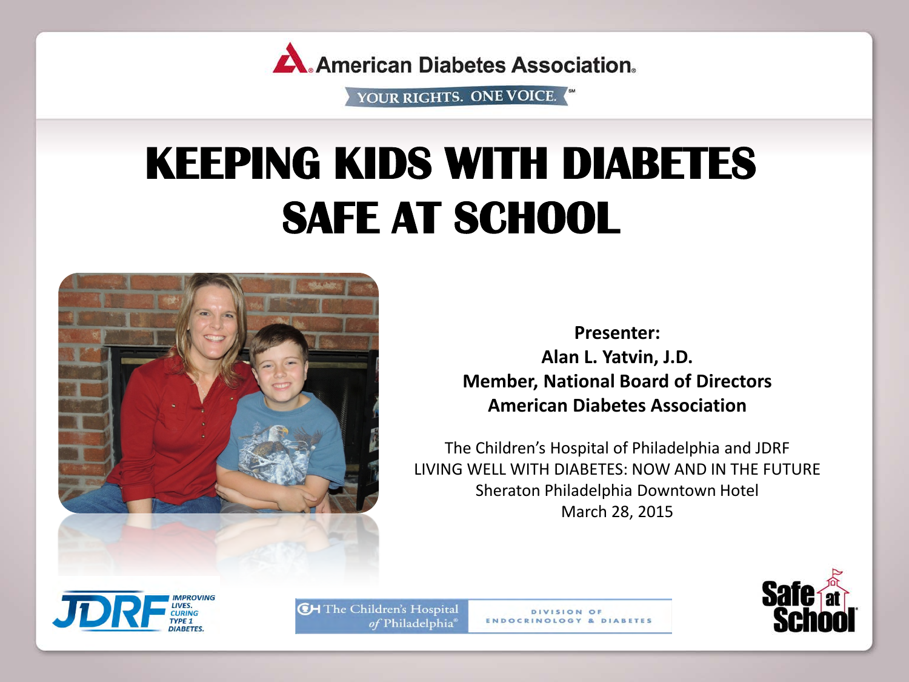American Diabetes Association

YOUR RIGHTS. ONE VOICE.

# KEEPING KIDS WITH DIABETES SAFE AT SCHOOL

**Presenter:**
**Alan L. Yatvin, J.D.**
**Member, National Board of Directors**
**American Diabetes Association**

The Children's Hospital of Philadelphia and JDRF
LIVING WELL WITH DIABETES: NOW AND IN THE FUTURE
Sheraton Philadelphia Downtown Hotel
March 28, 2015

JDRF IMPROVING LIVES. CURING TYPE 1 DIABETES.

The Children's Hospital of Philadelphia — DIVISION OF ENDOCRINOLOGY & DIABETES

Safe at School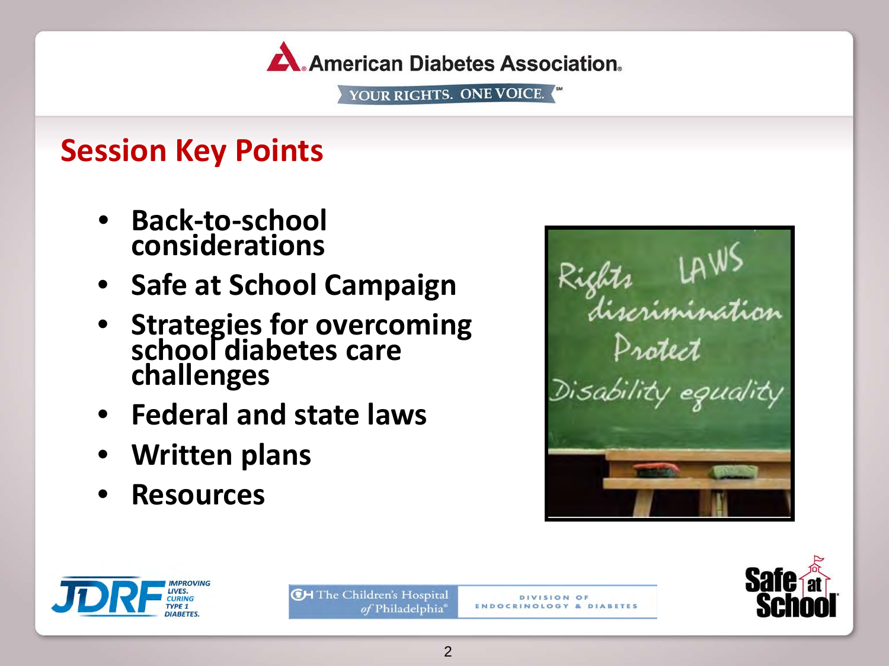## Session Key Points

- Back-to-school considerations
- Safe at School Campaign
- Strategies for overcoming school diabetes care challenges
- Federal and state laws
- Written plans
- Resources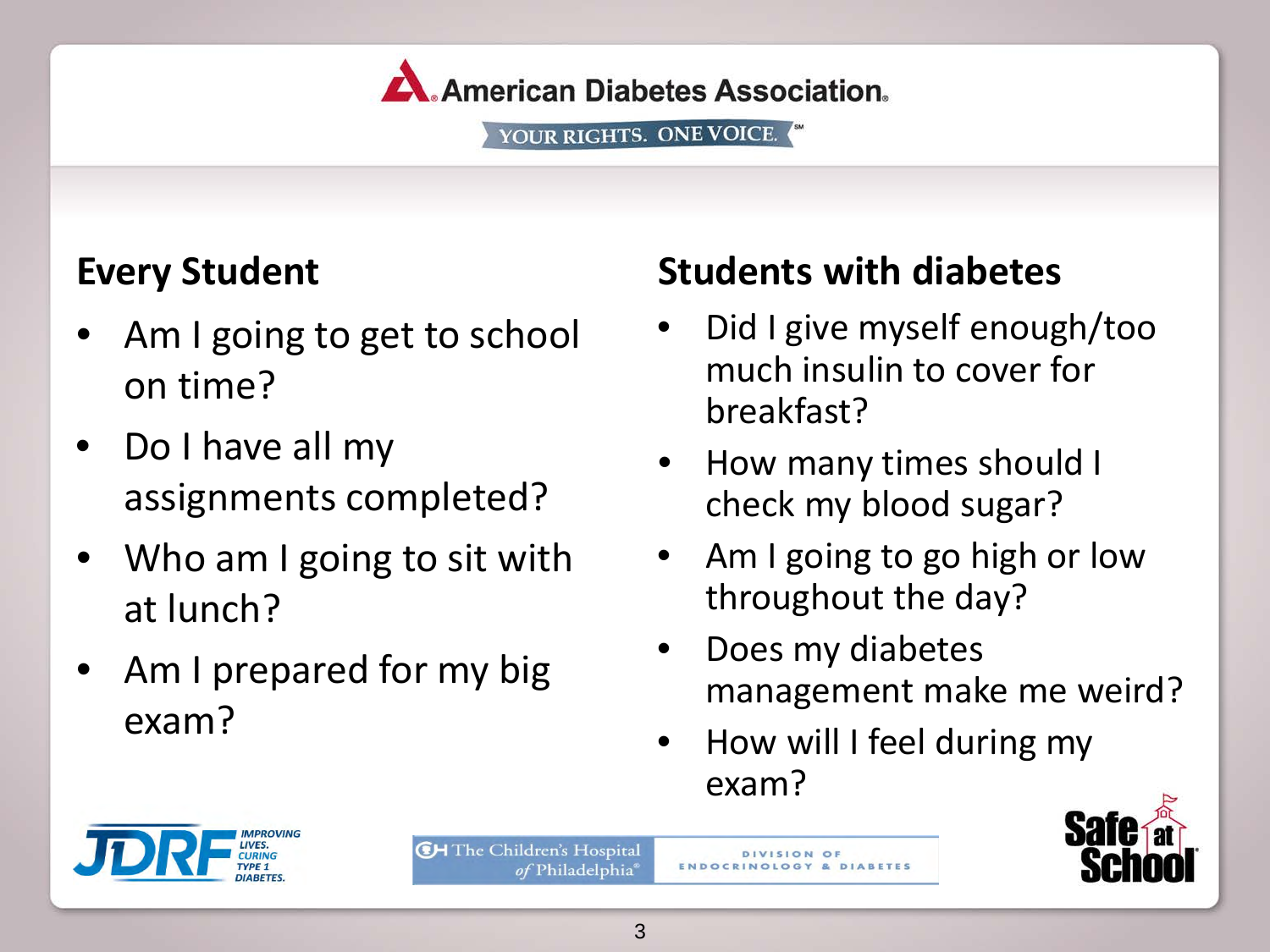## Every Student

- Am I going to get to school on time?
- Do I have all my assignments completed?
- Who am I going to sit with at lunch?
- Am I prepared for my big exam?

## Students with diabetes

- Did I give myself enough/too much insulin to cover for breakfast?
- How many times should I check my blood sugar?
- Am I going to go high or low throughout the day?
- Does my diabetes management make me weird?
- How will I feel during my exam?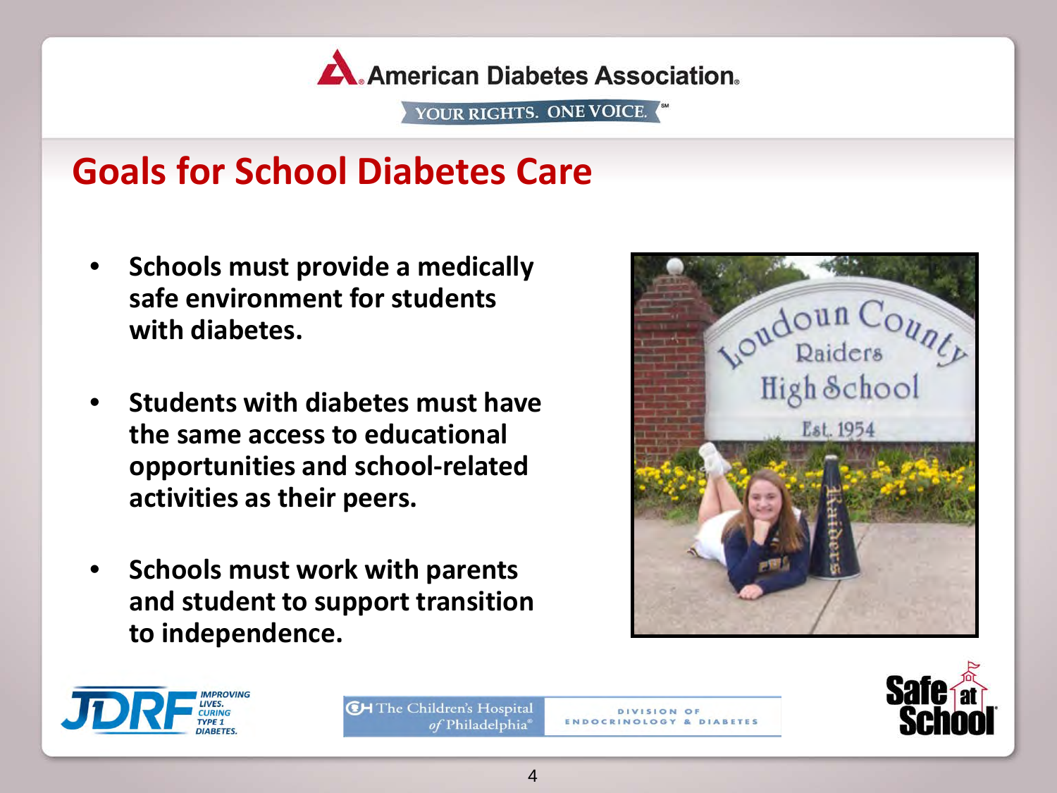American Diabetes Association.

YOUR RIGHTS. ONE VOICE.

# Goals for School Diabetes Care

- **Schools must provide a medically safe environment for students with diabetes.**
- **Students with diabetes must have the same access to educational opportunities and school-related activities as their peers.**
- **Schools must work with parents and student to support transition to independence.**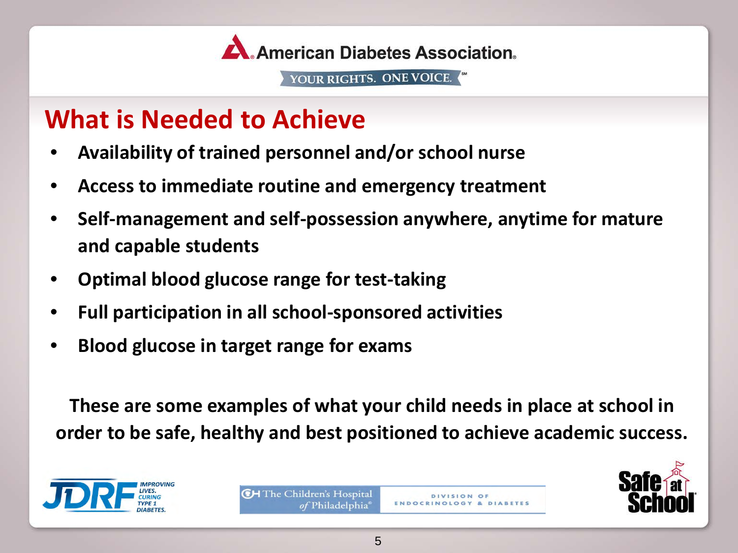American Diabetes Association

YOUR RIGHTS. ONE VOICE.

# What is Needed to Achieve

- **Availability of trained personnel and/or school nurse**
- **Access to immediate routine and emergency treatment**
- **Self-management and self-possession anywhere, anytime for mature and capable students**
- **Optimal blood glucose range for test-taking**
- **Full participation in all school-sponsored activities**
- **Blood glucose in target range for exams**

**These are some examples of what your child needs in place at school in order to be safe, healthy and best positioned to achieve academic success.**

JDRF IMPROVING LIVES. CURING TYPE 1 DIABETES.

The Children's Hospital of Philadelphia DIVISION OF ENDOCRINOLOGY & DIABETES

Safe at School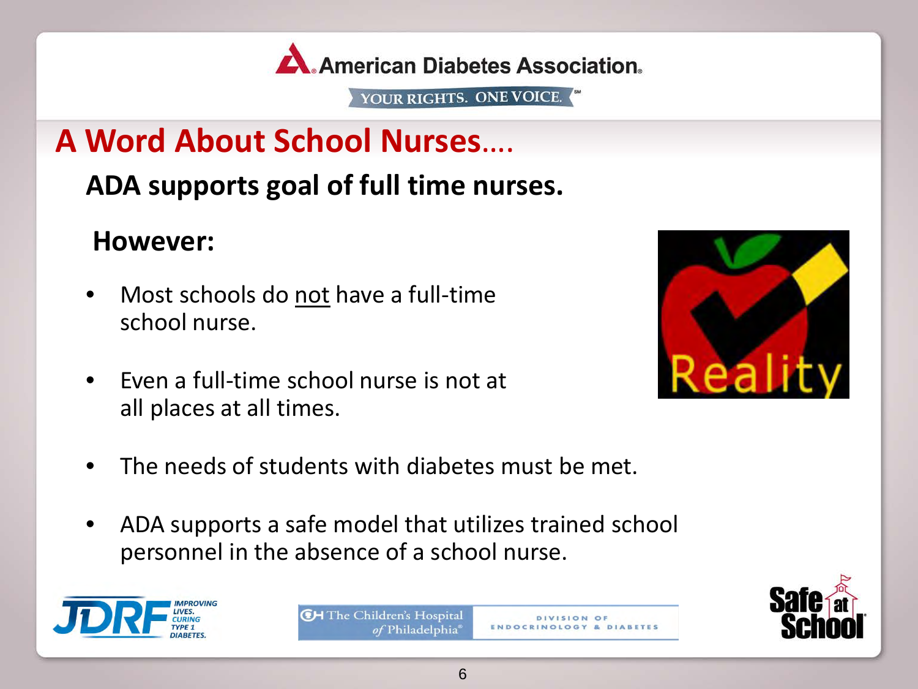## A Word About School Nurses....

**ADA supports goal of full time nurses.**

**However:**

- Most schools do not have a full-time school nurse.
- Even a full-time school nurse is not at all places at all times.
- The needs of students with diabetes must be met.
- ADA supports a safe model that utilizes trained school personnel in the absence of a school nurse.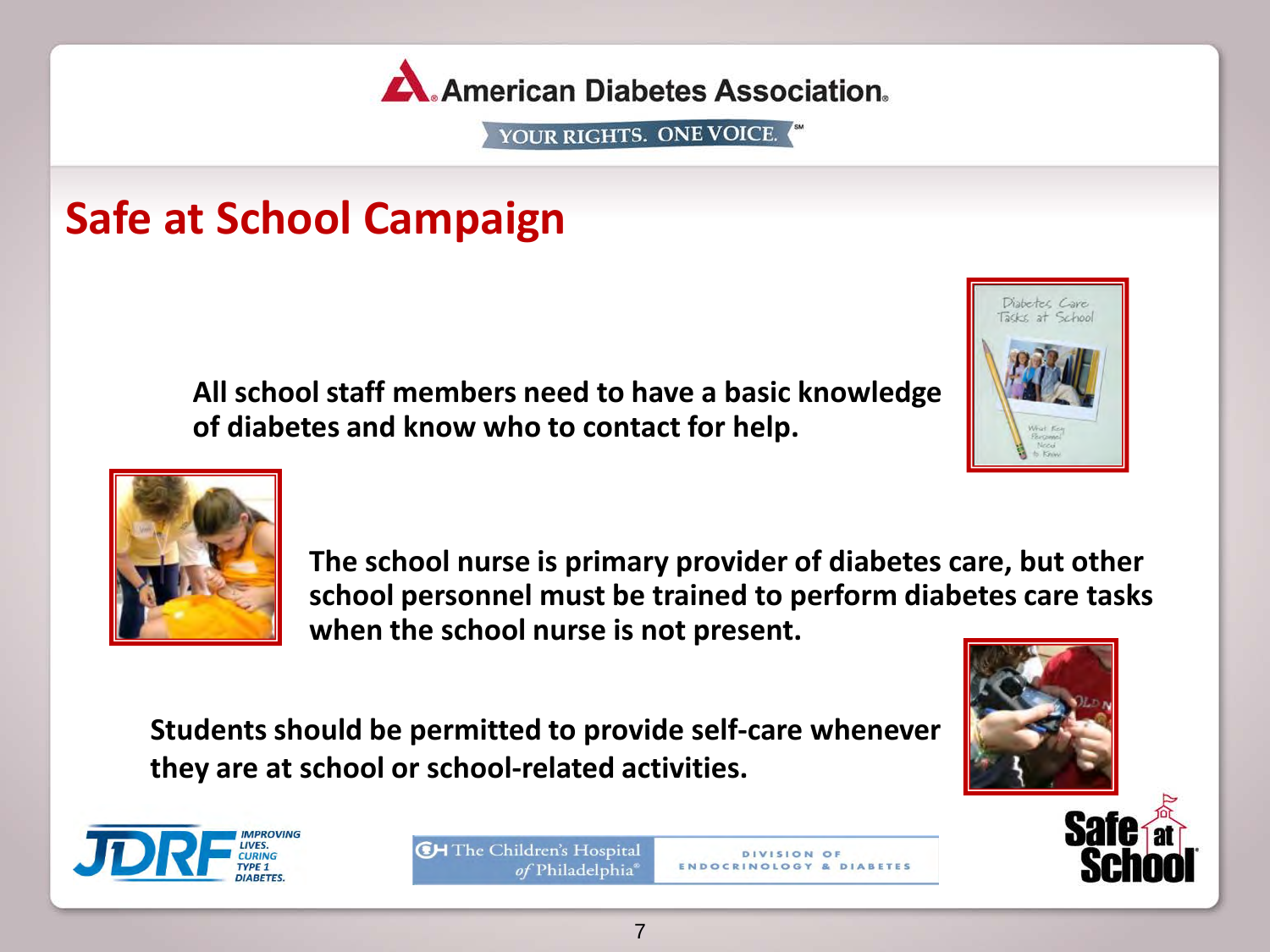American Diabetes Association

YOUR RIGHTS. ONE VOICE.

# Safe at School Campaign

**All school staff members need to have a basic knowledge of diabetes and know who to contact for help.**

**The school nurse is primary provider of diabetes care, but other school personnel must be trained to perform diabetes care tasks when the school nurse is not present.**

**Students should be permitted to provide self-care whenever they are at school or school-related activities.**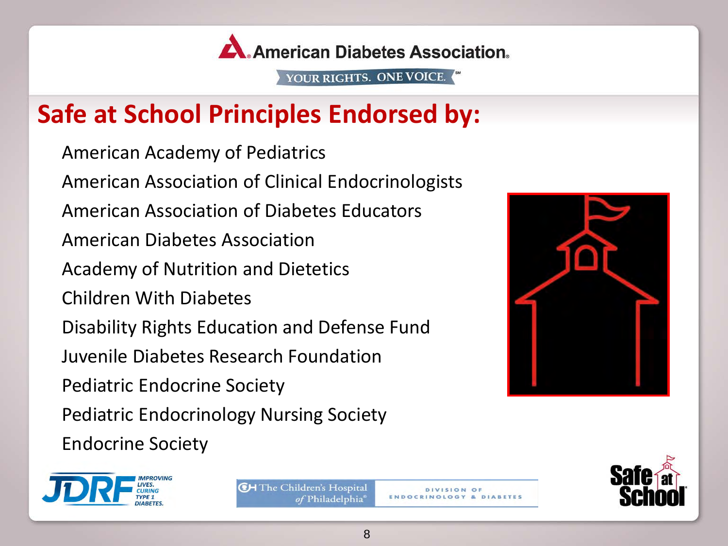American Diabetes Association.

YOUR RIGHTS. ONE VOICE.

## Safe at School Principles Endorsed by:

- American Academy of Pediatrics
- American Association of Clinical Endocrinologists
- American Association of Diabetes Educators
- American Diabetes Association
- Academy of Nutrition and Dietetics
- Children With Diabetes
- Disability Rights Education and Defense Fund
- Juvenile Diabetes Research Foundation
- Pediatric Endocrine Society
- Pediatric Endocrinology Nursing Society
- Endocrine Society

JDRF IMPROVING LIVES. CURING TYPE 1 DIABETES.

The Children's Hospital of Philadelphia® DIVISION OF ENDOCRINOLOGY & DIABETES

Safe at School®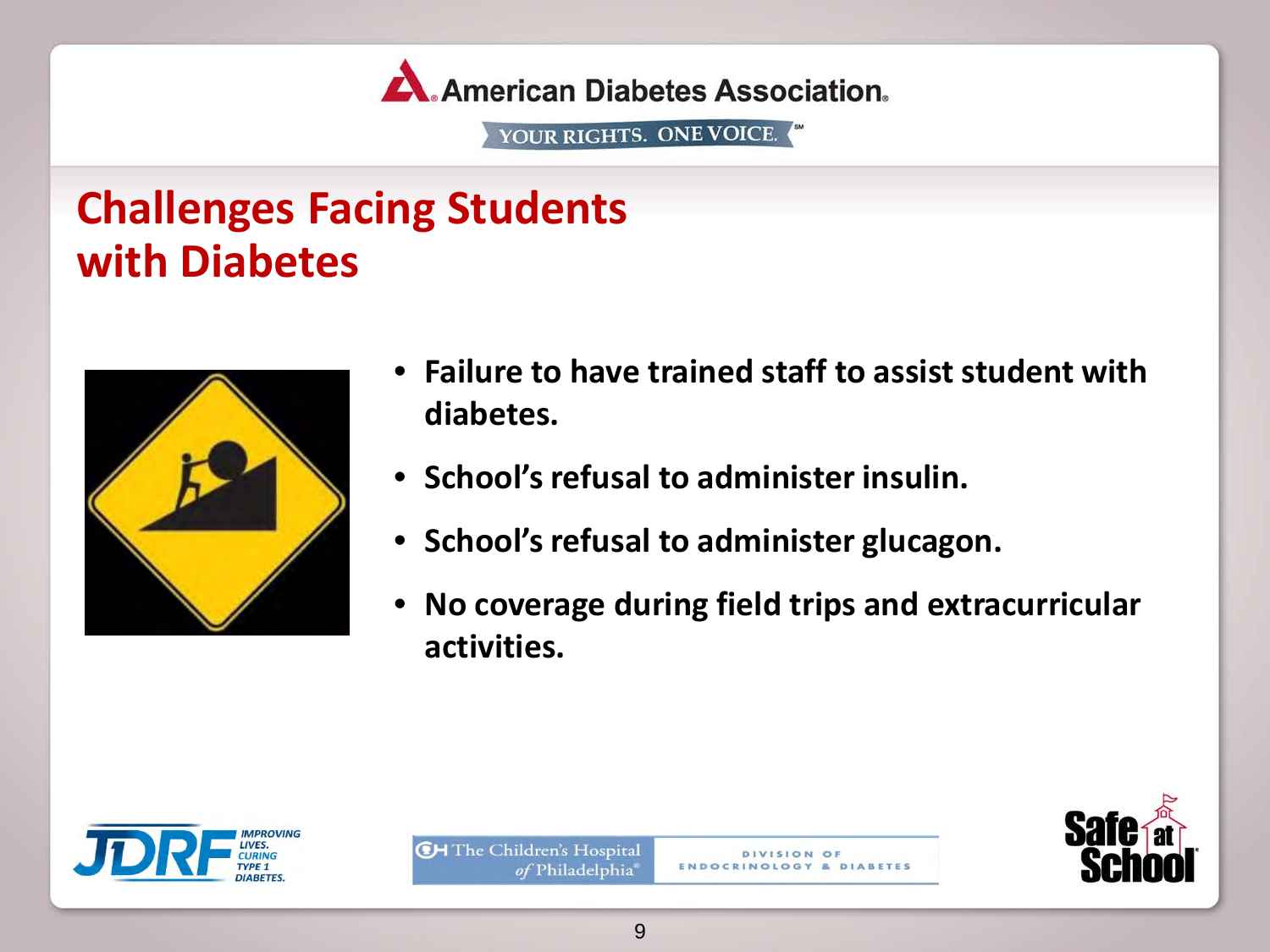## Challenges Facing Students with Diabetes

- **Failure to have trained staff to assist student with diabetes.**
- **School's refusal to administer insulin.**
- **School's refusal to administer glucagon.**
- **No coverage during field trips and extracurricular activities.**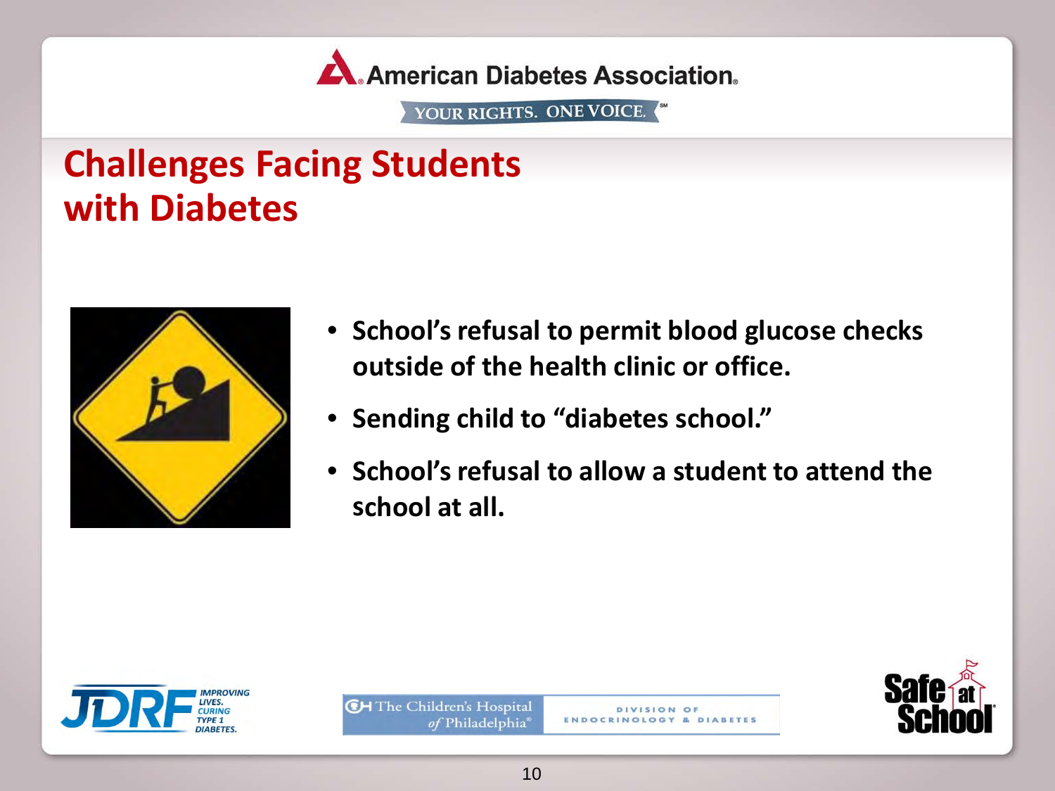## Challenges Facing Students with Diabetes

- **School's refusal to permit blood glucose checks outside of the health clinic or office.**
- **Sending child to "diabetes school."**
- **School's refusal to allow a student to attend the school at all.**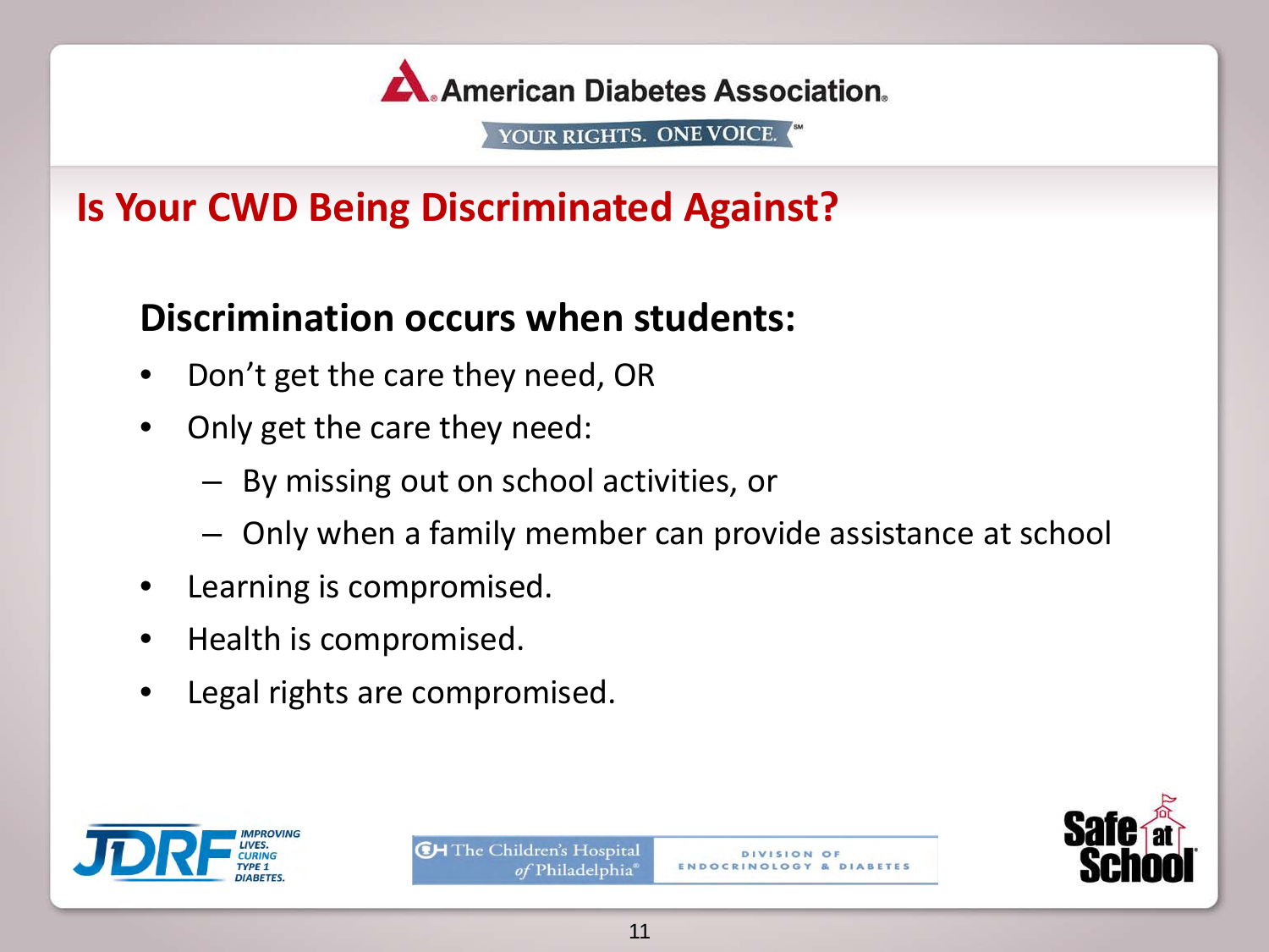# Is Your CWD Being Discriminated Against?

## Discrimination occurs when students:

- Don't get the care they need, OR
- Only get the care they need:
  - By missing out on school activities, or
  - Only when a family member can provide assistance at school
- Learning is compromised.
- Health is compromised.
- Legal rights are compromised.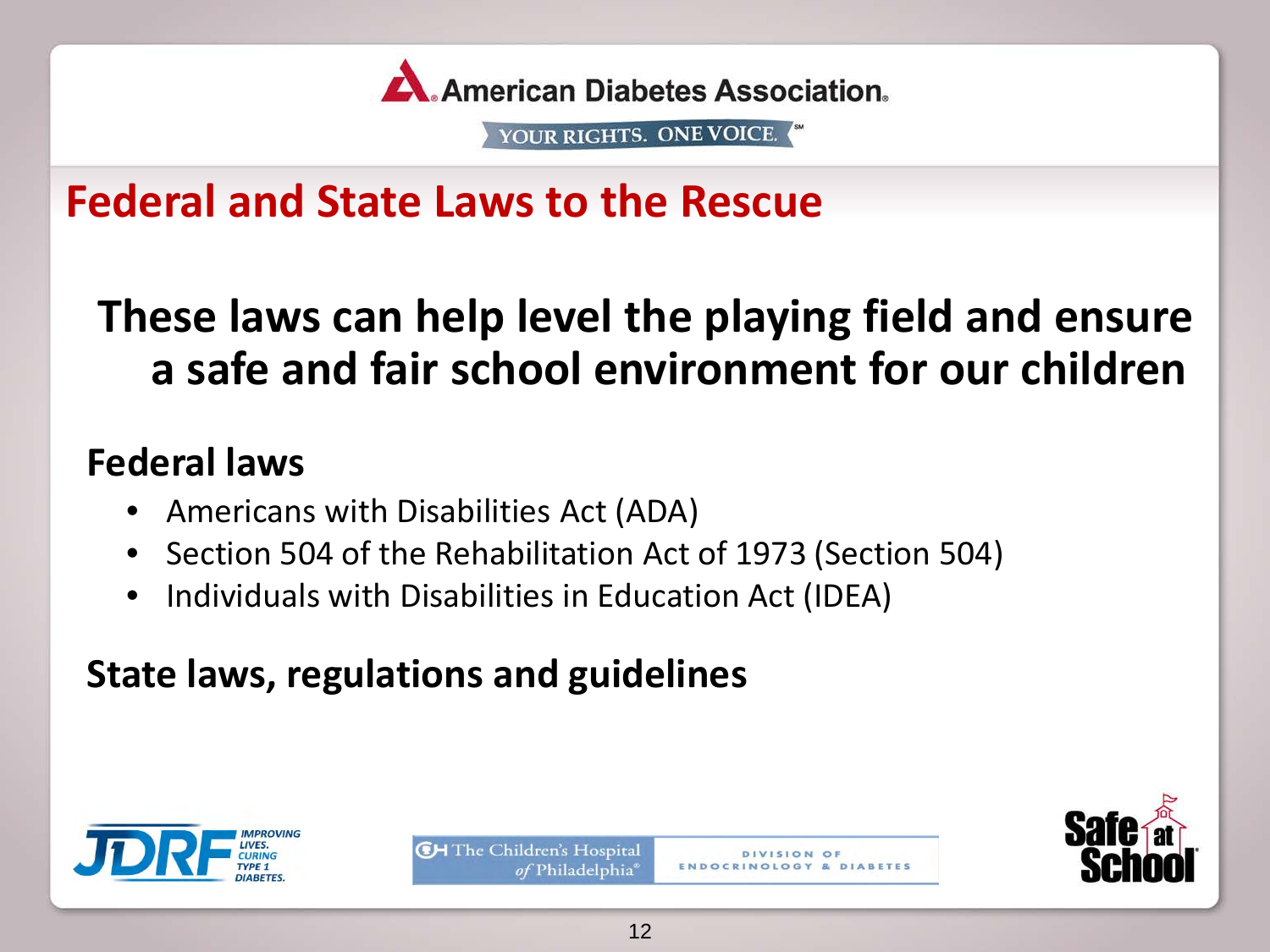# Federal and State Laws to the Rescue

**These laws can help level the playing field and ensure a safe and fair school environment for our children**

## Federal laws

- Americans with Disabilities Act (ADA)
- Section 504 of the Rehabilitation Act of 1973 (Section 504)
- Individuals with Disabilities in Education Act (IDEA)

## State laws, regulations and guidelines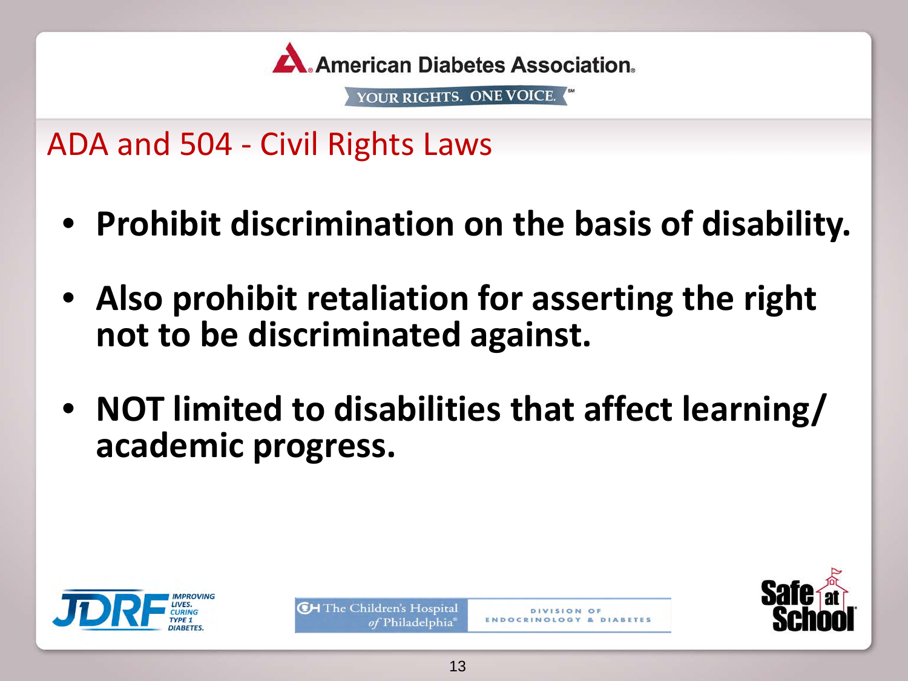## ADA and 504 - Civil Rights Laws

- **Prohibit discrimination on the basis of disability.**
- **Also prohibit retaliation for asserting the right not to be discriminated against.**
- **NOT limited to disabilities that affect learning/ academic progress.**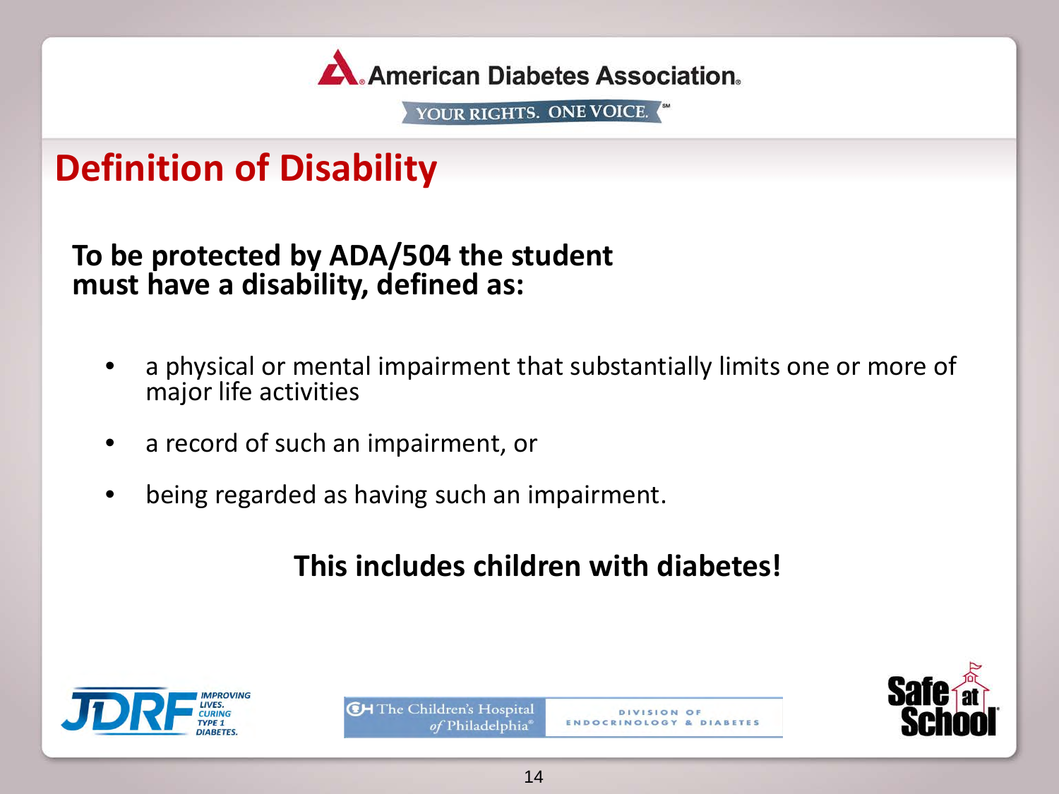# Definition of Disability

**To be protected by ADA/504 the student must have a disability, defined as:**

- a physical or mental impairment that substantially limits one or more of major life activities
- a record of such an impairment, or
- being regarded as having such an impairment.

**This includes children with diabetes!**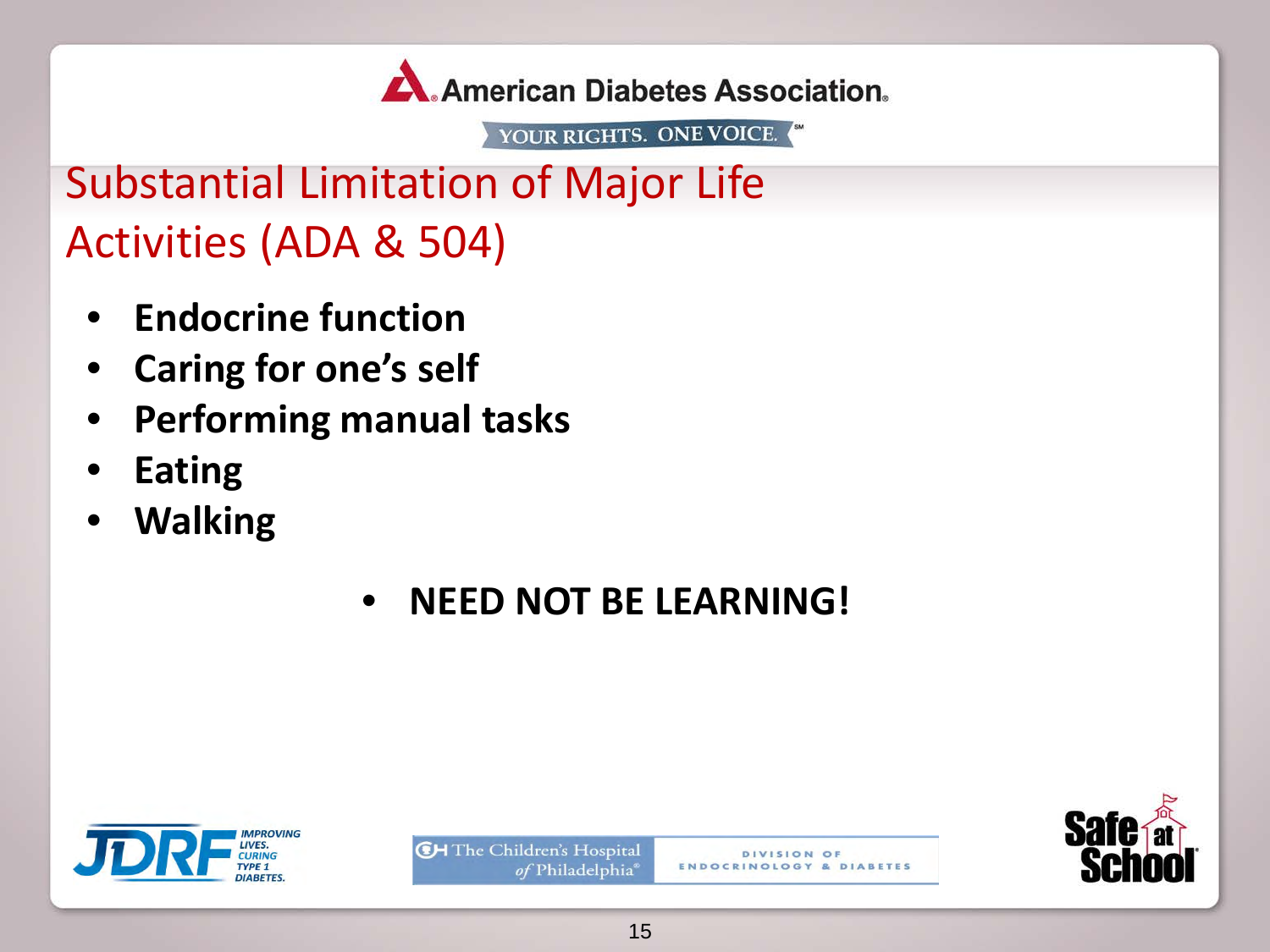# Substantial Limitation of Major Life Activities (ADA & 504)

- **Endocrine function**
- **Caring for one's self**
- **Performing manual tasks**
- **Eating**
- **Walking**

- **NEED NOT BE LEARNING!**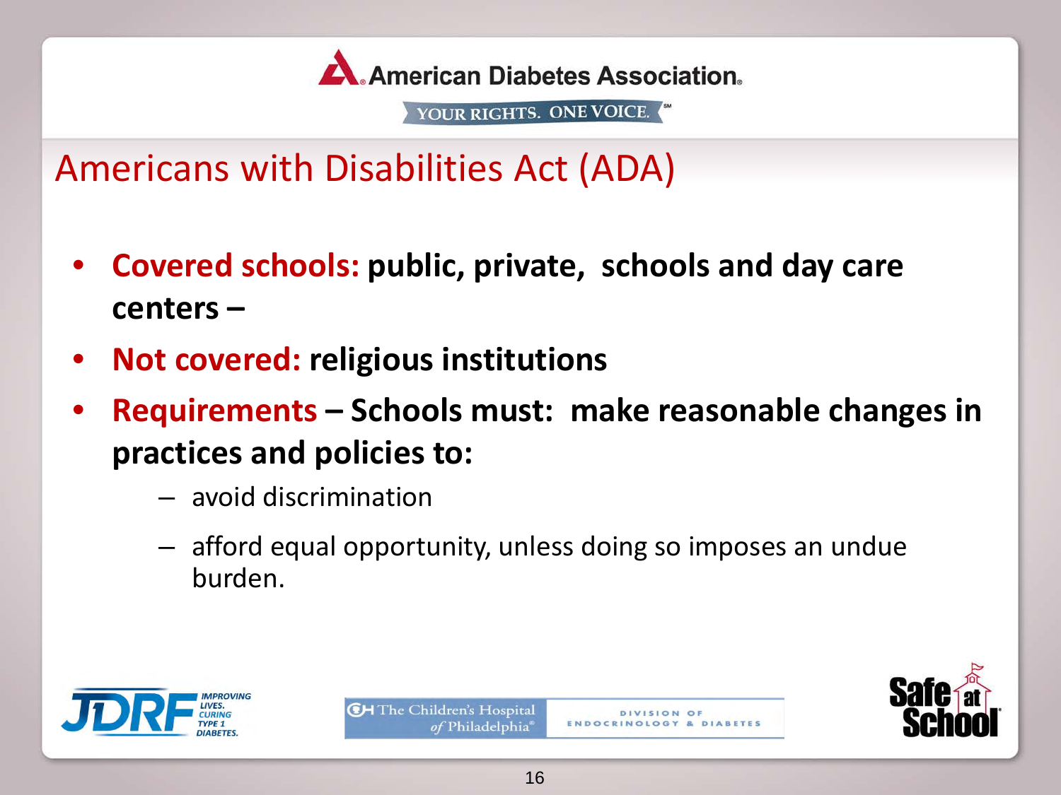American Diabetes Association

YOUR RIGHTS. ONE VOICE.

# Americans with Disabilities Act (ADA)

- **Covered schools: public, private,  schools and day care centers –**
- **Not covered: religious institutions**
- **Requirements – Schools must:  make reasonable changes in practices and policies to:**
  - avoid discrimination
  - afford equal opportunity, unless doing so imposes an undue burden.

JDRF IMPROVING LIVES. CURING TYPE 1 DIABETES.

The Children's Hospital of Philadelphia — DIVISION OF ENDOCRINOLOGY & DIABETES

Safe at School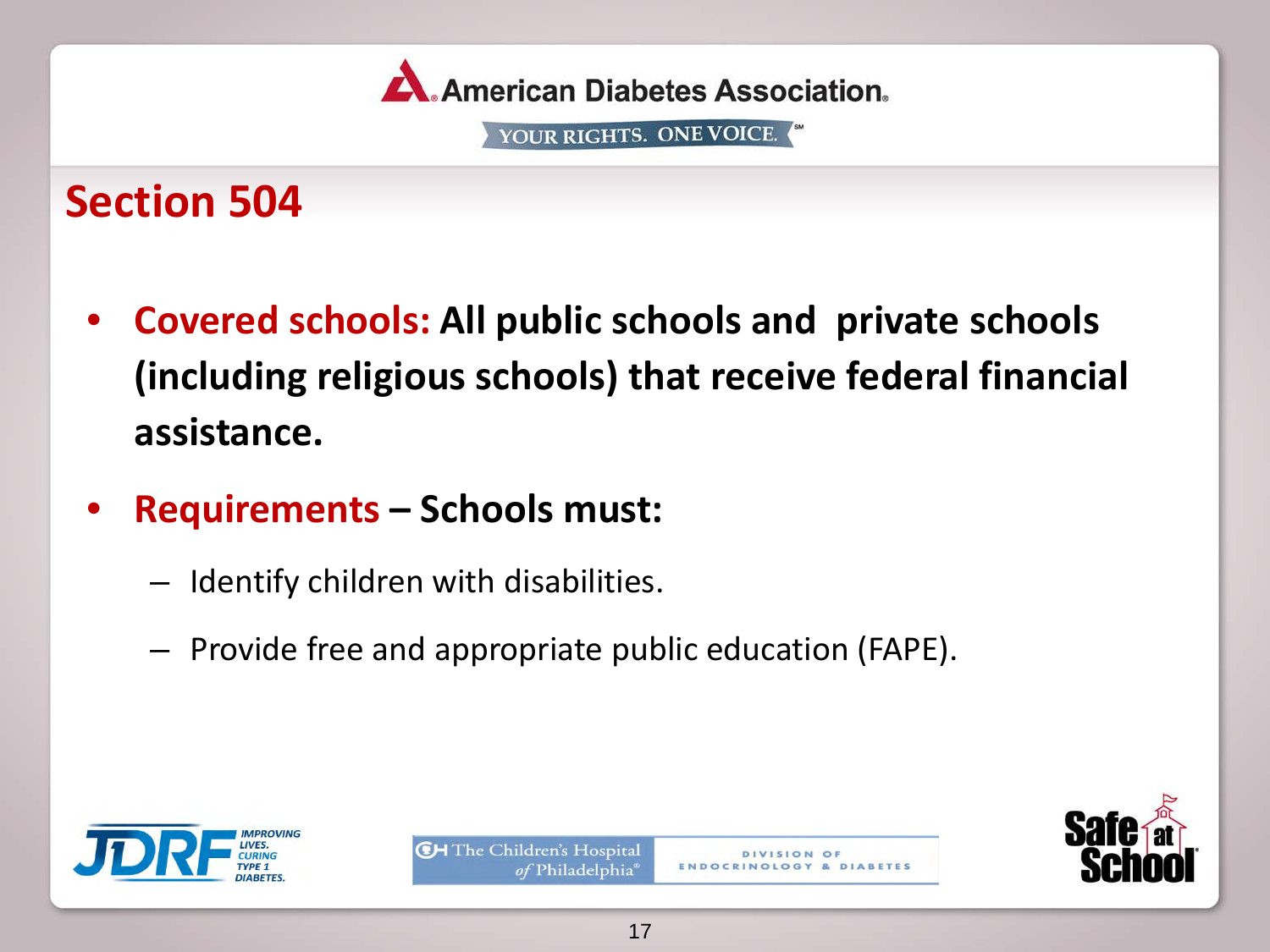## Section 504

- **Covered schools: All public schools and private schools (including religious schools) that receive federal financial assistance.**
- **Requirements – Schools must:**
  - Identify children with disabilities.
  - Provide free and appropriate public education (FAPE).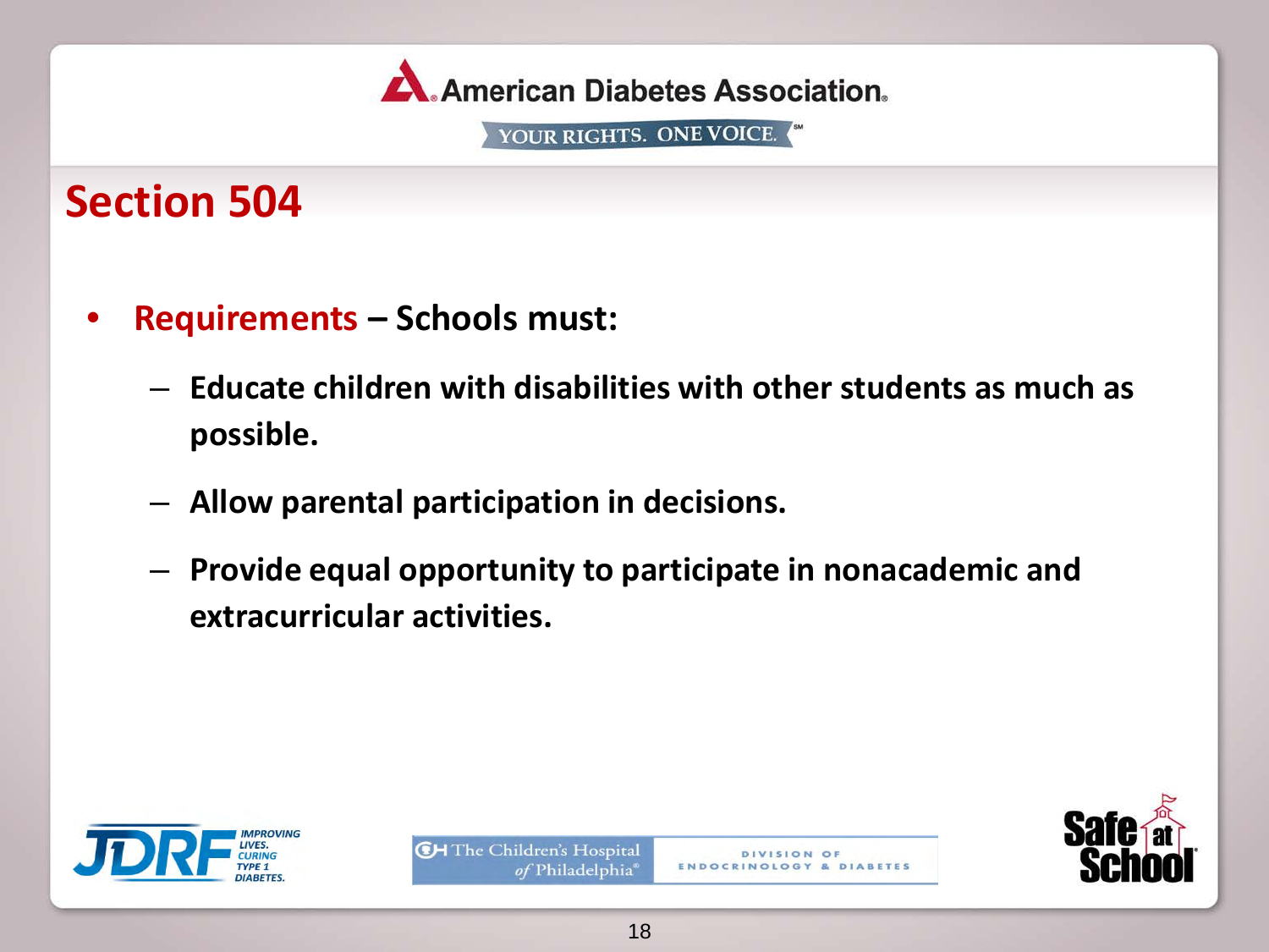## Section 504

- **Requirements – Schools must:**
  - **Educate children with disabilities with other students as much as possible.**
  - **Allow parental participation in decisions.**
  - **Provide equal opportunity to participate in nonacademic and extracurricular activities.**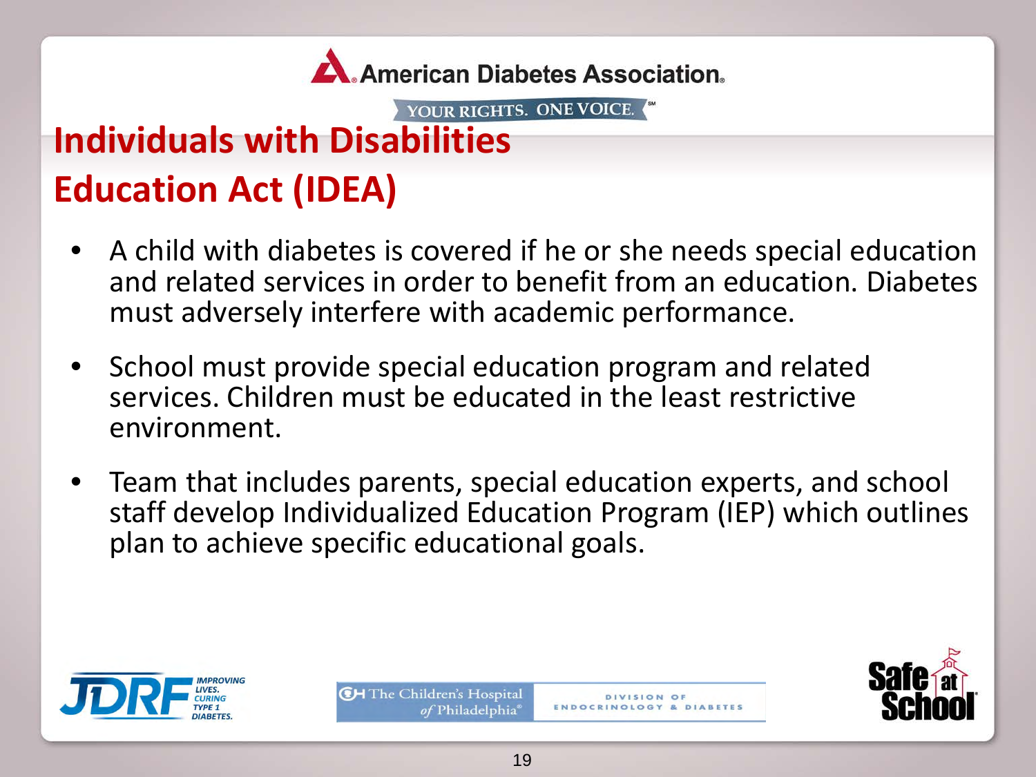# Individuals with Disabilities Education Act (IDEA)

- A child with diabetes is covered if he or she needs special education and related services in order to benefit from an education. Diabetes must adversely interfere with academic performance.
- School must provide special education program and related services. Children must be educated in the least restrictive environment.
- Team that includes parents, special education experts, and school staff develop Individualized Education Program (IEP) which outlines plan to achieve specific educational goals.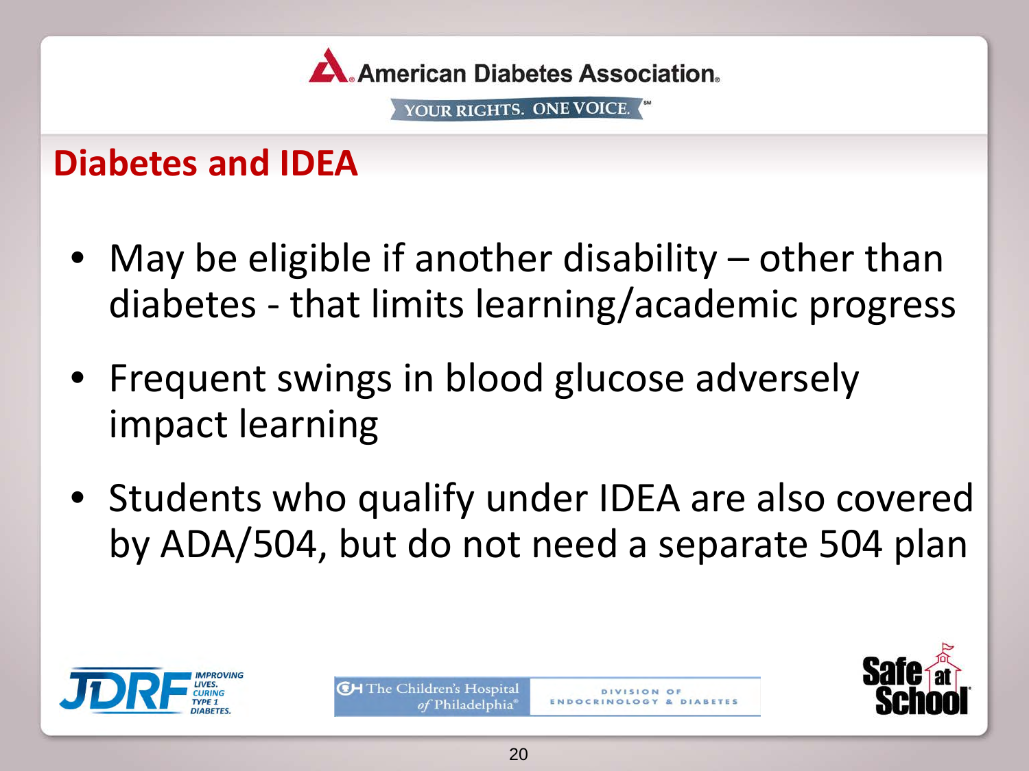## Diabetes and IDEA

- May be eligible if another disability – other than diabetes - that limits learning/academic progress
- Frequent swings in blood glucose adversely impact learning
- Students who qualify under IDEA are also covered by ADA/504, but do not need a separate 504 plan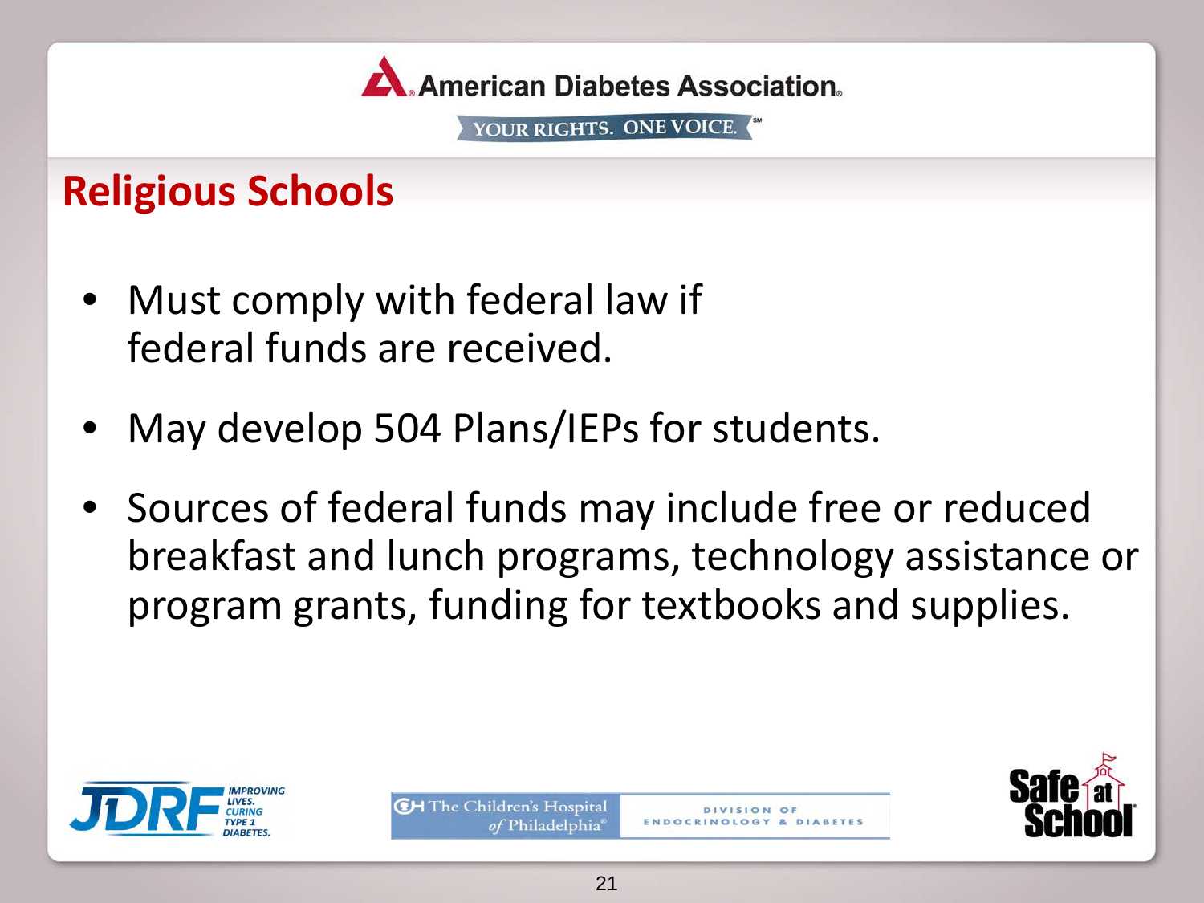## Religious Schools

- Must comply with federal law if federal funds are received.
- May develop 504 Plans/IEPs for students.
- Sources of federal funds may include free or reduced breakfast and lunch programs, technology assistance or program grants, funding for textbooks and supplies.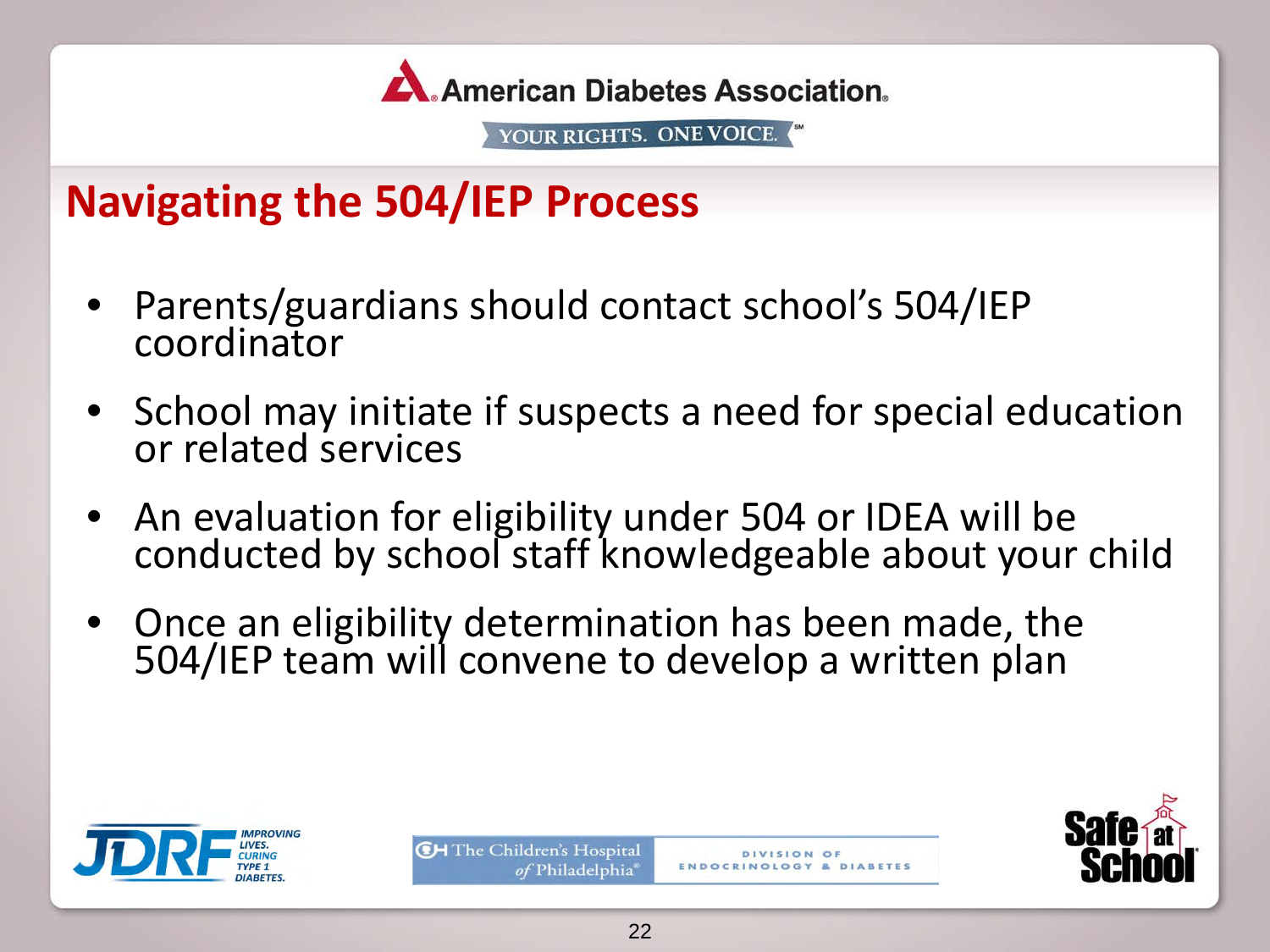## Navigating the 504/IEP Process

- Parents/guardians should contact school's 504/IEP coordinator
- School may initiate if suspects a need for special education or related services
- An evaluation for eligibility under 504 or IDEA will be conducted by school staff knowledgeable about your child
- Once an eligibility determination has been made, the 504/IEP team will convene to develop a written plan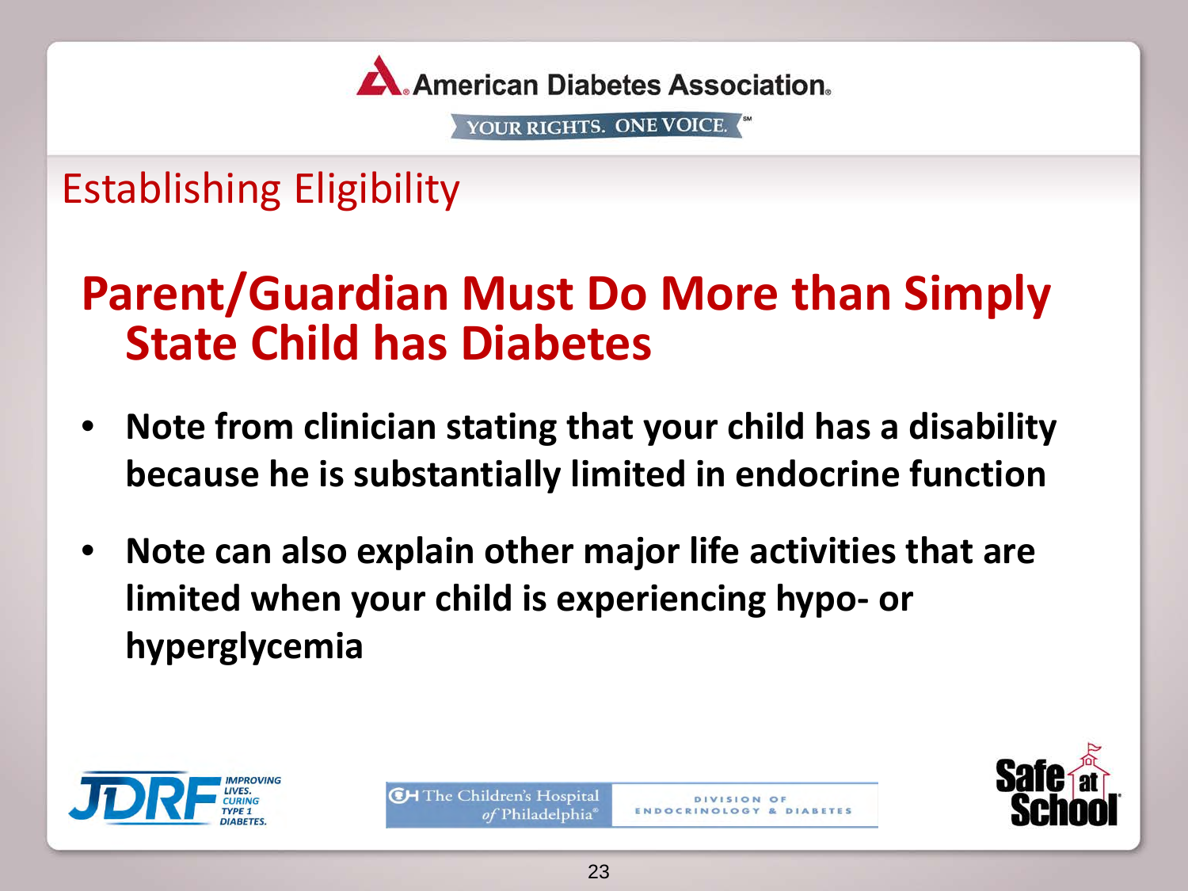## Establishing Eligibility

### Parent/Guardian Must Do More than Simply State Child has Diabetes

- **Note from clinician stating that your child has a disability because he is substantially limited in endocrine function**
- **Note can also explain other major life activities that are limited when your child is experiencing hypo- or hyperglycemia**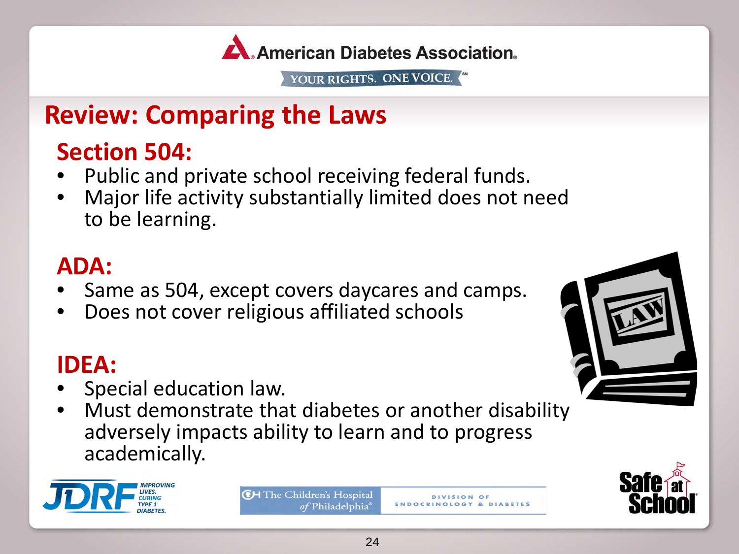# Review: Comparing the Laws

## Section 504:

- Public and private school receiving federal funds.
- Major life activity substantially limited does not need to be learning.

## ADA:

- Same as 504, except covers daycares and camps.
- Does not cover religious affiliated schools

## IDEA:

- Special education law.
- Must demonstrate that diabetes or another disability adversely impacts ability to learn and to progress academically.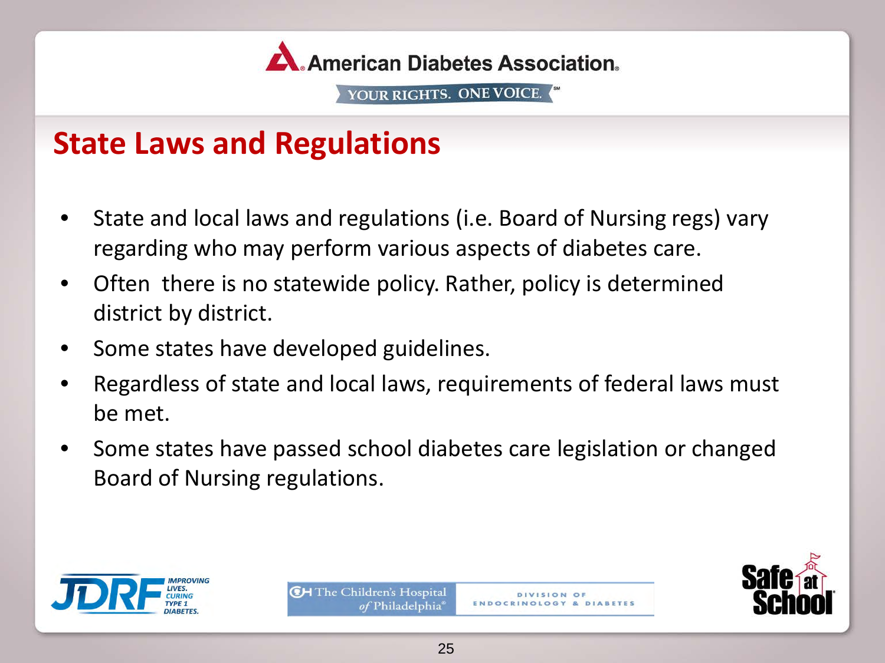American Diabetes Association.

YOUR RIGHTS. ONE VOICE.

# State Laws and Regulations

- State and local laws and regulations (i.e. Board of Nursing regs) vary regarding who may perform various aspects of diabetes care.
- Often there is no statewide policy. Rather, policy is determined district by district.
- Some states have developed guidelines.
- Regardless of state and local laws, requirements of federal laws must be met.
- Some states have passed school diabetes care legislation or changed Board of Nursing regulations.

JDRF IMPROVING LIVES. CURING TYPE 1 DIABETES.

The Children's Hospital of Philadelphia® DIVISION OF ENDOCRINOLOGY & DIABETES

Safe at School®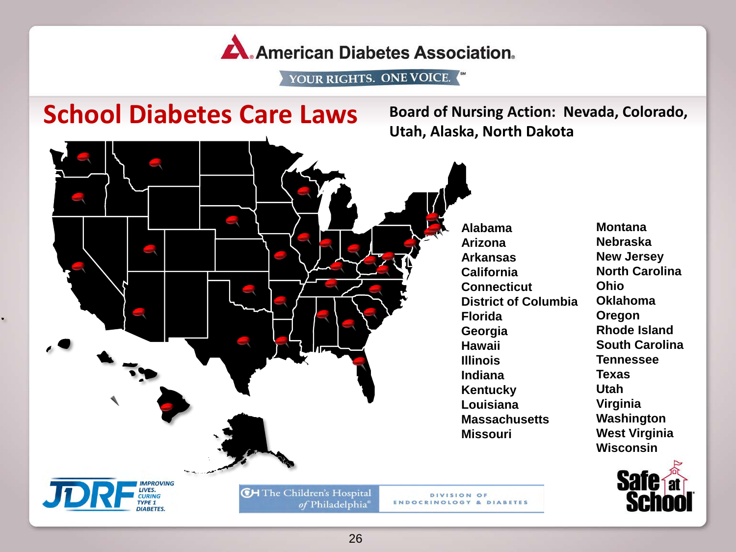American Diabetes Association.

YOUR RIGHTS. ONE VOICE.

# School Diabetes Care Laws

**Board of Nursing Action: Nevada, Colorado, Utah, Alaska, North Dakota**

- Alabama
- Arizona
- Arkansas
- California
- Connecticut
- District of Columbia
- Florida
- Georgia
- Hawaii
- Illinois
- Indiana
- Kentucky
- Louisiana
- Massachusetts
- Missouri
- Montana
- Nebraska
- New Jersey
- North Carolina
- Ohio
- Oklahoma
- Oregon
- Rhode Island
- South Carolina
- Tennessee
- Texas
- Utah
- Virginia
- Washington
- West Virginia
- Wisconsin

JDRF IMPROVING LIVES. CURING TYPE 1 DIABETES.

The Children's Hospital of Philadelphia — DIVISION OF ENDOCRINOLOGY & DIABETES

Safe at School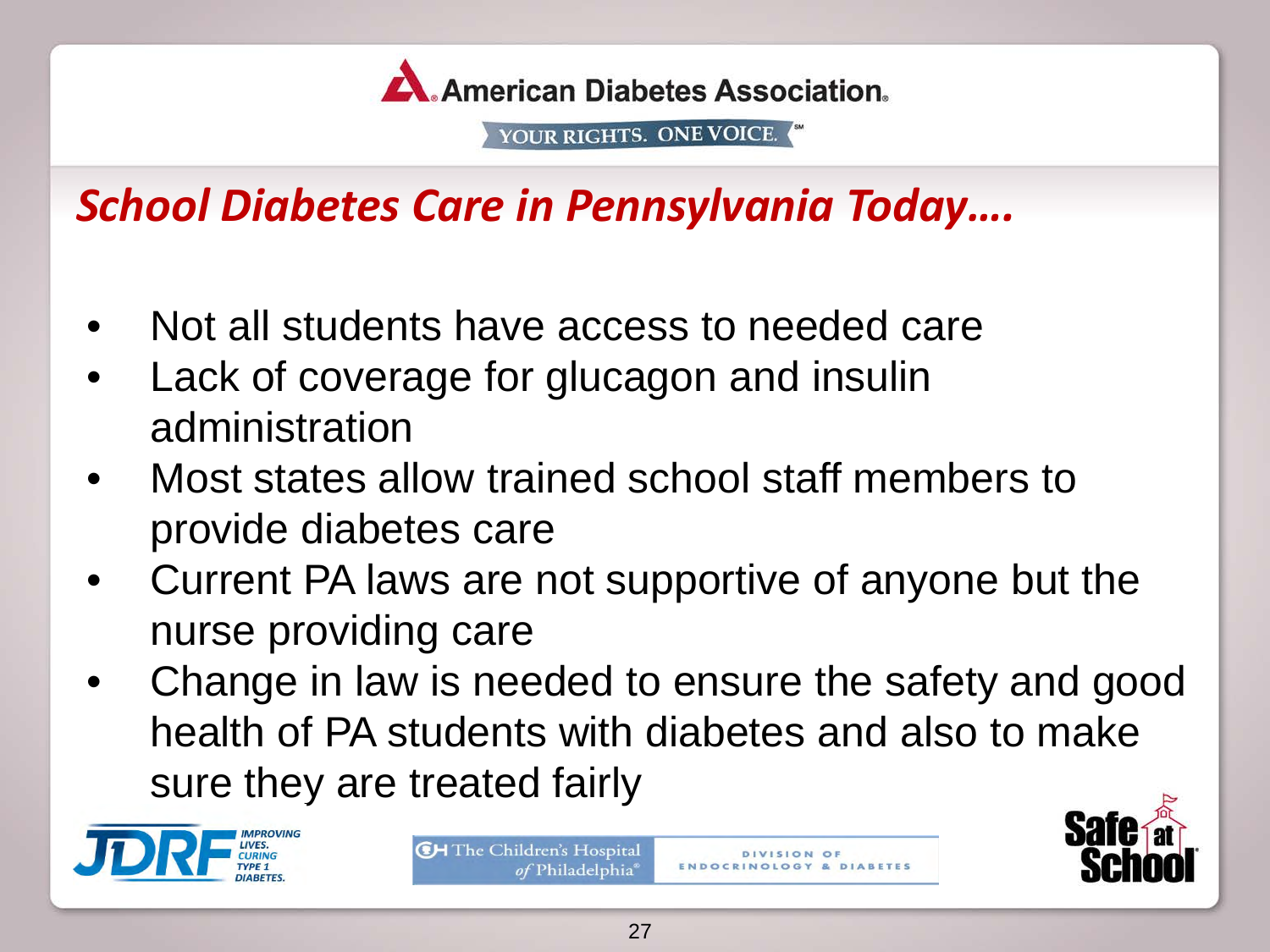American Diabetes Association.

YOUR RIGHTS. ONE VOICE.

# *School Diabetes Care in Pennsylvania Today….*

- Not all students have access to needed care
- Lack of coverage for glucagon and insulin administration
- Most states allow trained school staff members to provide diabetes care
- Current PA laws are not supportive of anyone but the nurse providing care
- Change in law is needed to ensure the safety and good health of PA students with diabetes and also to make sure they are treated fairly

JDRF IMPROVING LIVES. CURING TYPE 1 DIABETES.

The Children's Hospital of Philadelphia — DIVISION OF ENDOCRINOLOGY & DIABETES

Safe at School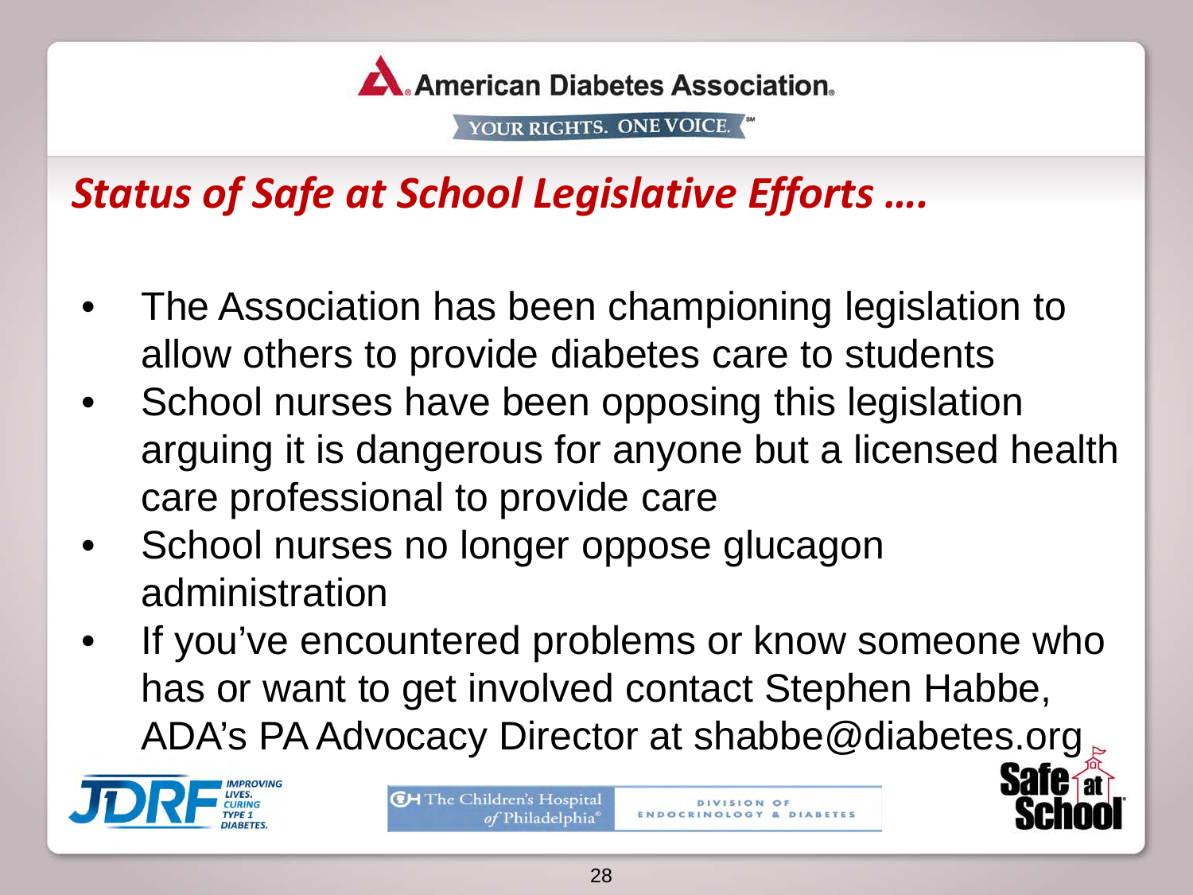## *Status of Safe at School Legislative Efforts ….*

- The Association has been championing legislation to allow others to provide diabetes care to students
- School nurses have been opposing this legislation arguing it is dangerous for anyone but a licensed health care professional to provide care
- School nurses no longer oppose glucagon administration
- If you've encountered problems or know someone who has or want to get involved contact Stephen Habbe, ADA's PA Advocacy Director at shabbe@diabetes.org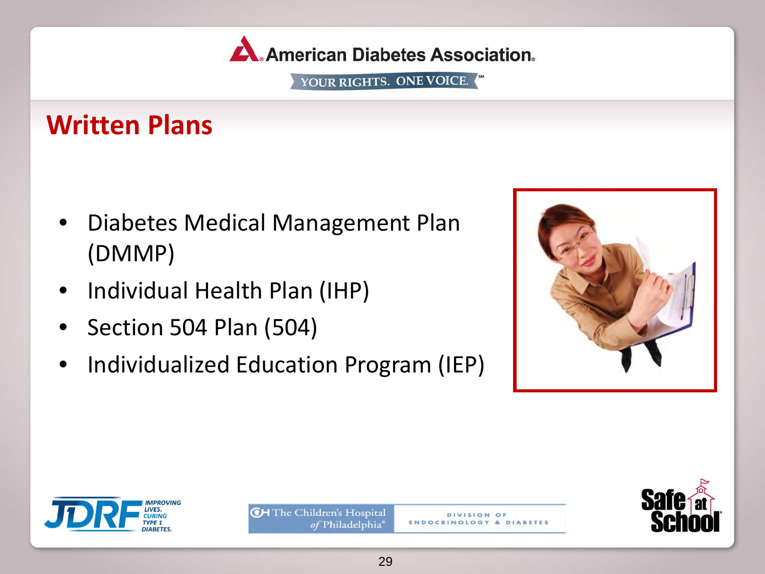## Written Plans

- Diabetes Medical Management Plan (DMMP)
- Individual Health Plan (IHP)
- Section 504 Plan (504)
- Individualized Education Program (IEP)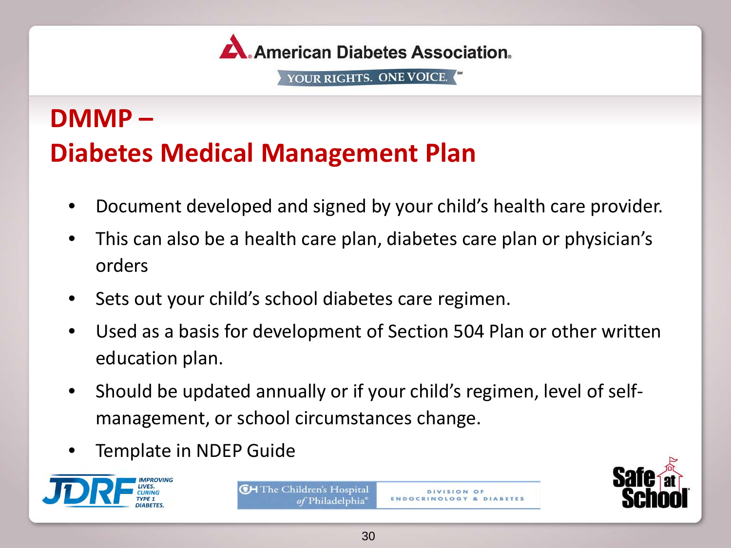American Diabetes Association

YOUR RIGHTS. ONE VOICE.

# DMMP – Diabetes Medical Management Plan

- Document developed and signed by your child's health care provider.
- This can also be a health care plan, diabetes care plan or physician's orders
- Sets out your child's school diabetes care regimen.
- Used as a basis for development of Section 504 Plan or other written education plan.
- Should be updated annually or if your child's regimen, level of self-management, or school circumstances change.
- Template in NDEP Guide

JDRF IMPROVING LIVES. CURING TYPE 1 DIABETES.

The Children's Hospital of Philadelphia — DIVISION OF ENDOCRINOLOGY & DIABETES

Safe at School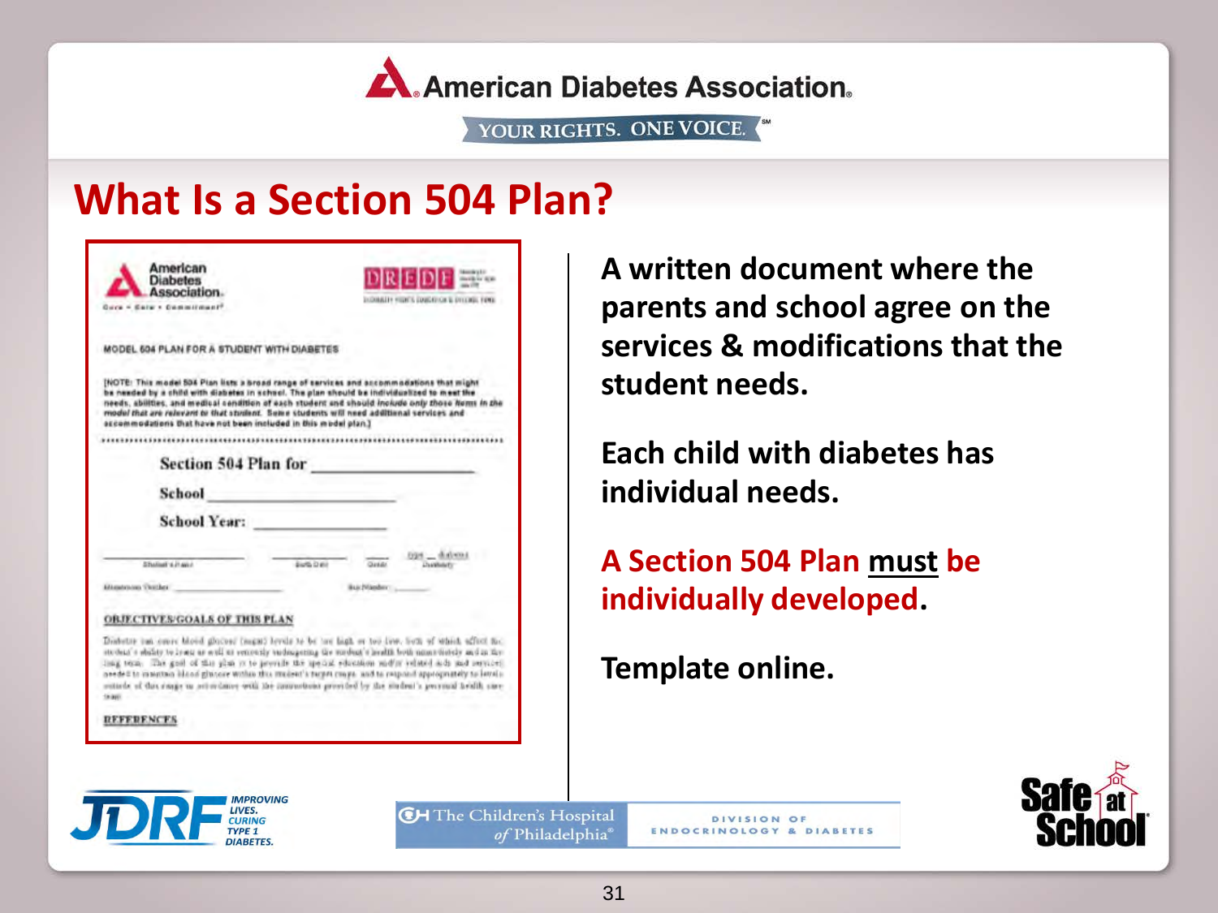American Diabetes Association.

YOUR RIGHTS. ONE VOICE.

# What Is a Section 504 Plan?

**A written document where the parents and school agree on the services & modifications that the student needs.**

**Each child with diabetes has individual needs.**

**A Section 504 Plan <u>must</u> be individually developed.**

**Template online.**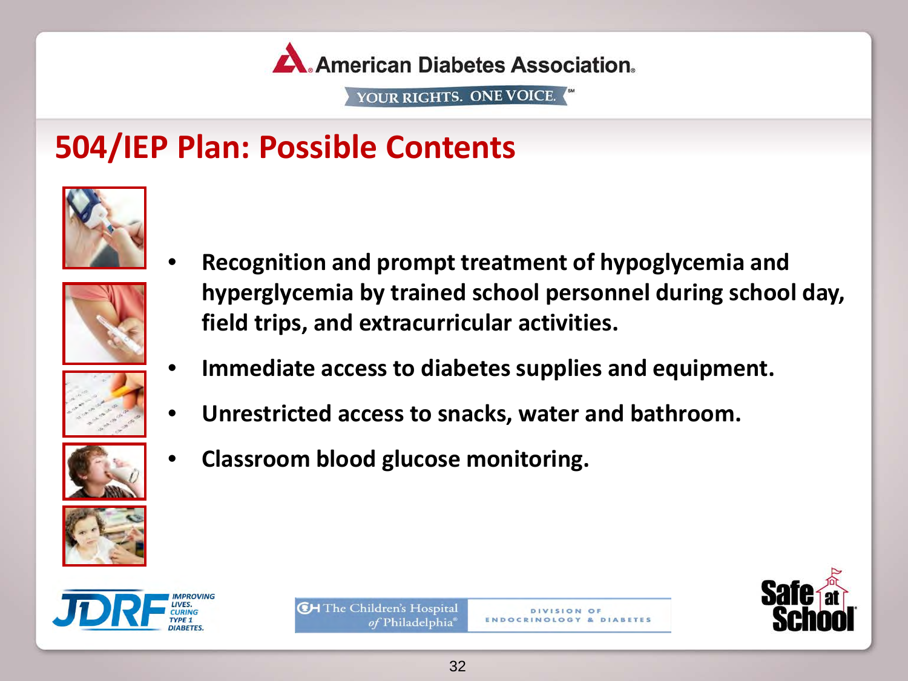# 504/IEP Plan: Possible Contents

- **Recognition and prompt treatment of hypoglycemia and hyperglycemia by trained school personnel during school day, field trips, and extracurricular activities.**
- **Immediate access to diabetes supplies and equipment.**
- **Unrestricted access to snacks, water and bathroom.**
- **Classroom blood glucose monitoring.**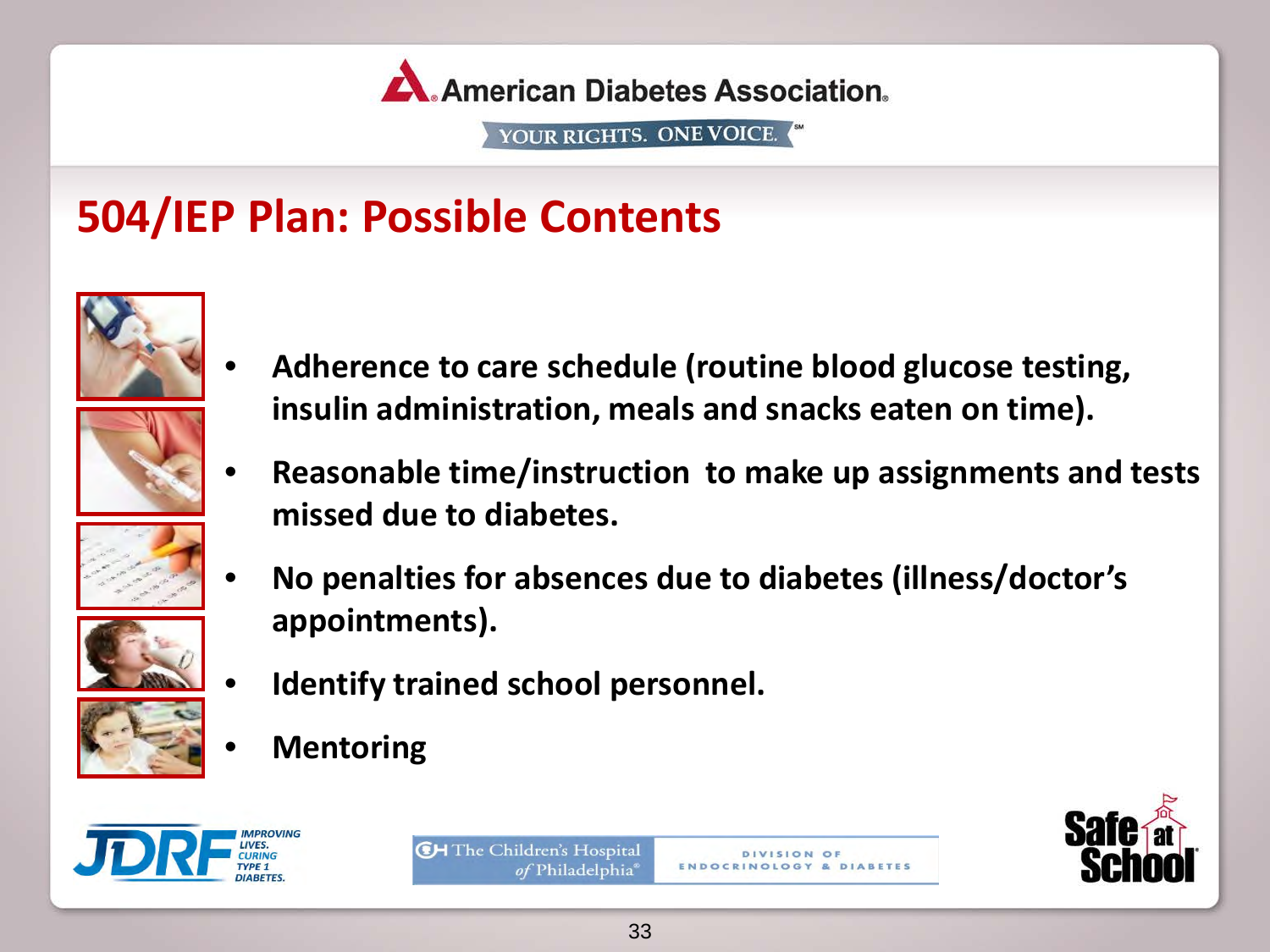# 504/IEP Plan: Possible Contents

- **Adherence to care schedule (routine blood glucose testing, insulin administration, meals and snacks eaten on time).**
- **Reasonable time/instruction to make up assignments and tests missed due to diabetes.**
- **No penalties for absences due to diabetes (illness/doctor's appointments).**
- **Identify trained school personnel.**
- **Mentoring**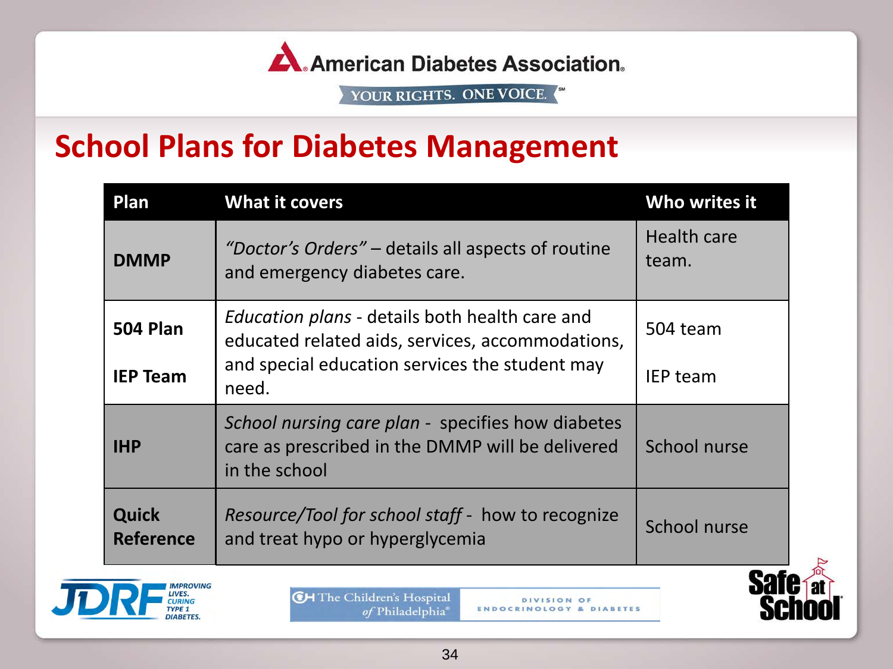American Diabetes Association.

YOUR RIGHTS. ONE VOICE.

# School Plans for Diabetes Management

| Plan | What it covers | Who writes it |
|---|---|---|
| **DMMP** | *"Doctor's Orders"* – details all aspects of routine and emergency diabetes care. | Health care team. |
| **504 Plan**<br>**IEP Team** | *Education plans* - details both health care and educated related aids, services, accommodations, and special education services the student may need. | 504 team<br>IEP team |
| **IHP** | *School nursing care plan* - specifies how diabetes care as prescribed in the DMMP will be delivered in the school | School nurse |
| **Quick Reference** | *Resource/Tool for school staff* - how to recognize and treat hypo or hyperglycemia | School nurse |

JDRF IMPROVING LIVES. CURING TYPE 1 DIABETES.

The Children's Hospital of Philadelphia® DIVISION OF ENDOCRINOLOGY & DIABETES

Safe at School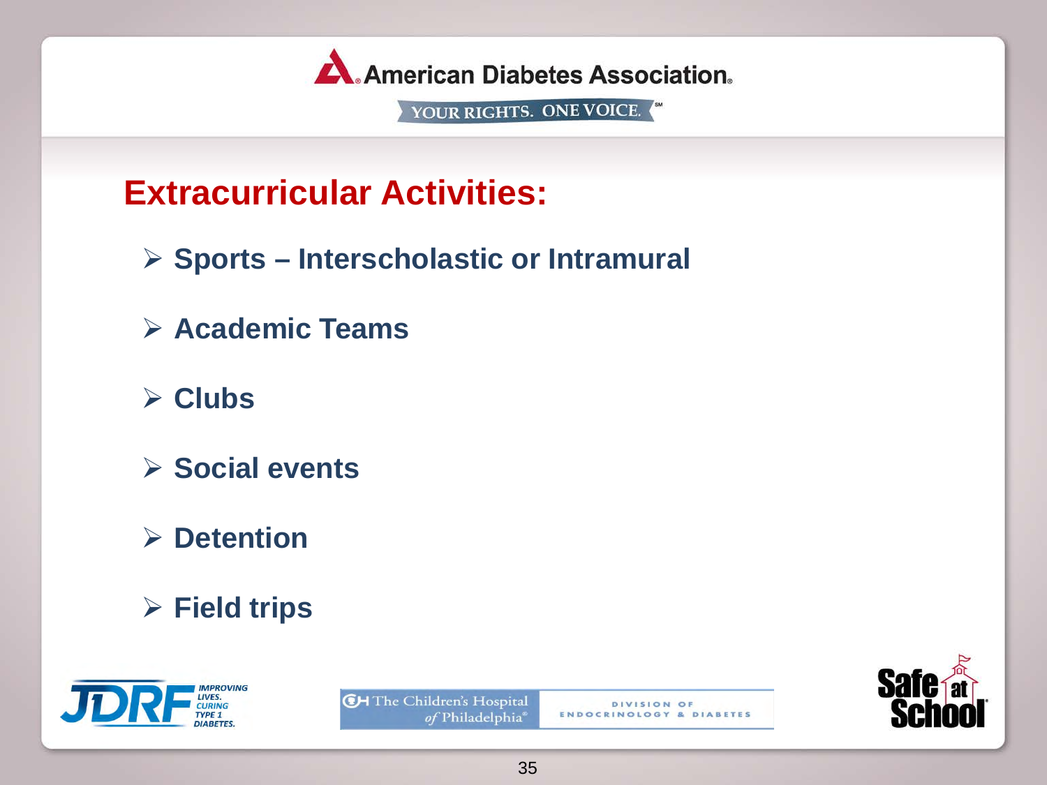# Extracurricular Activities:

- Sports – Interscholastic or Intramural
- Academic Teams
- Clubs
- Social events
- Detention
- Field trips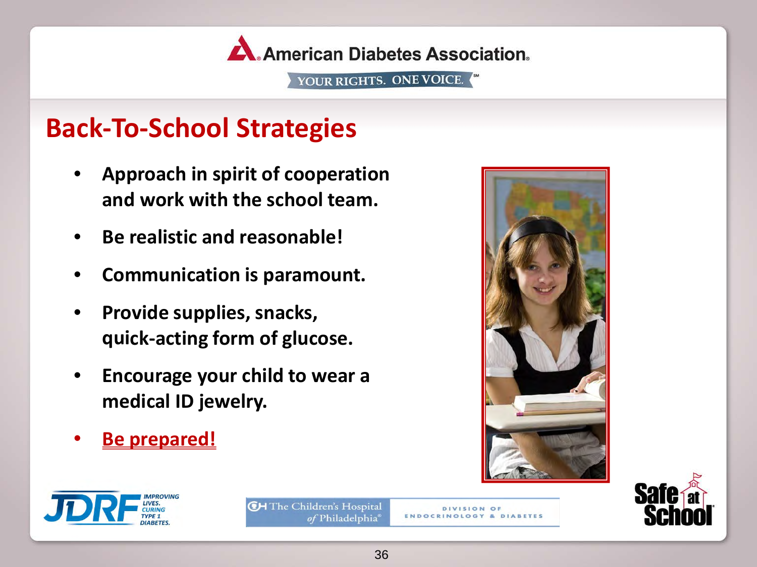American Diabetes Association

YOUR RIGHTS. ONE VOICE.

# Back-To-School Strategies

- **Approach in spirit of cooperation and work with the school team.**
- **Be realistic and reasonable!**
- **Communication is paramount.**
- **Provide supplies, snacks, quick-acting form of glucose.**
- **Encourage your child to wear a medical ID jewelry.**
- **Be prepared!**

JDRF IMPROVING LIVES. CURING TYPE 1 DIABETES.

The Children's Hospital of Philadelphia — DIVISION OF ENDOCRINOLOGY & DIABETES

Safe at School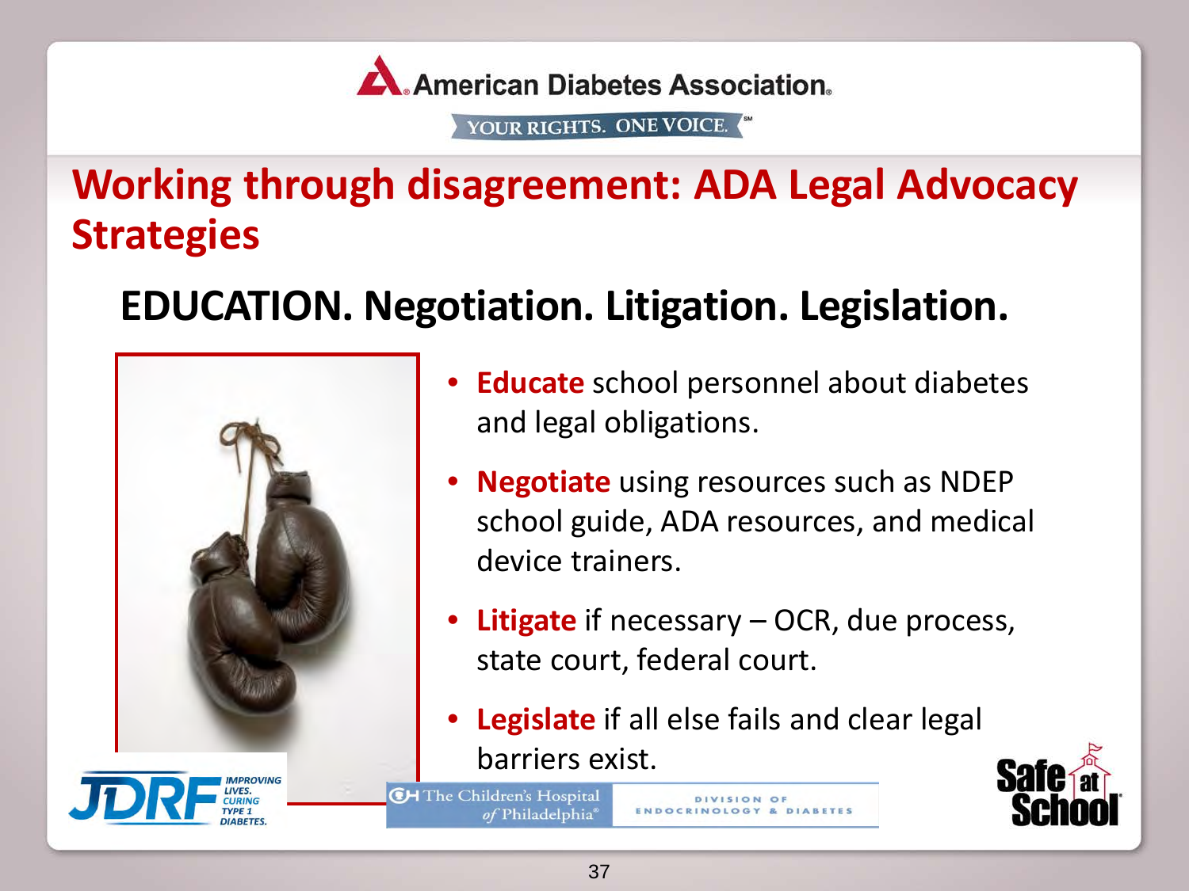# Working through disagreement: ADA Legal Advocacy Strategies

## EDUCATION. Negotiation. Litigation. Legislation.

- **Educate** school personnel about diabetes and legal obligations.
- **Negotiate** using resources such as NDEP school guide, ADA resources, and medical device trainers.
- **Litigate** if necessary – OCR, due process, state court, federal court.
- **Legislate** if all else fails and clear legal barriers exist.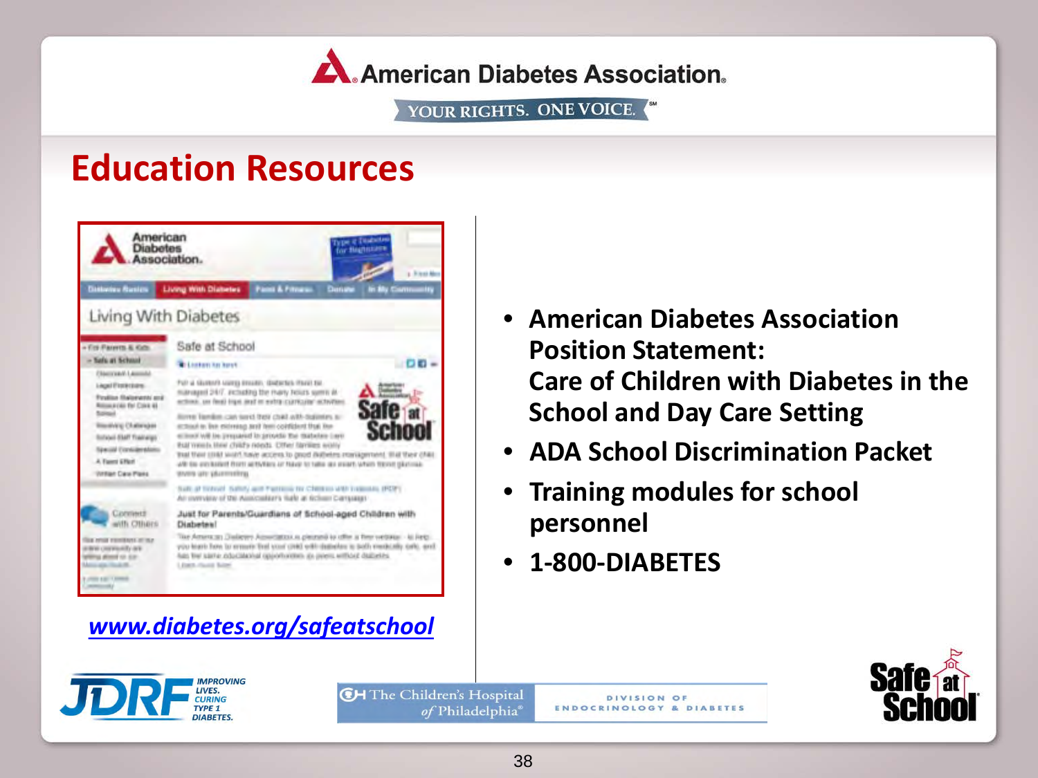American Diabetes Association.

YOUR RIGHTS. ONE VOICE.

# Education Resources

*www.diabetes.org/safeatschool*

- **American Diabetes Association Position Statement: Care of Children with Diabetes in the School and Day Care Setting**
- **ADA School Discrimination Packet**
- **Training modules for school personnel**
- **1-800-DIABETES**

JDRF IMPROVING LIVES. CURING TYPE 1 DIABETES.

The Children's Hospital of Philadelphia® DIVISION OF ENDOCRINOLOGY & DIABETES

Safe at School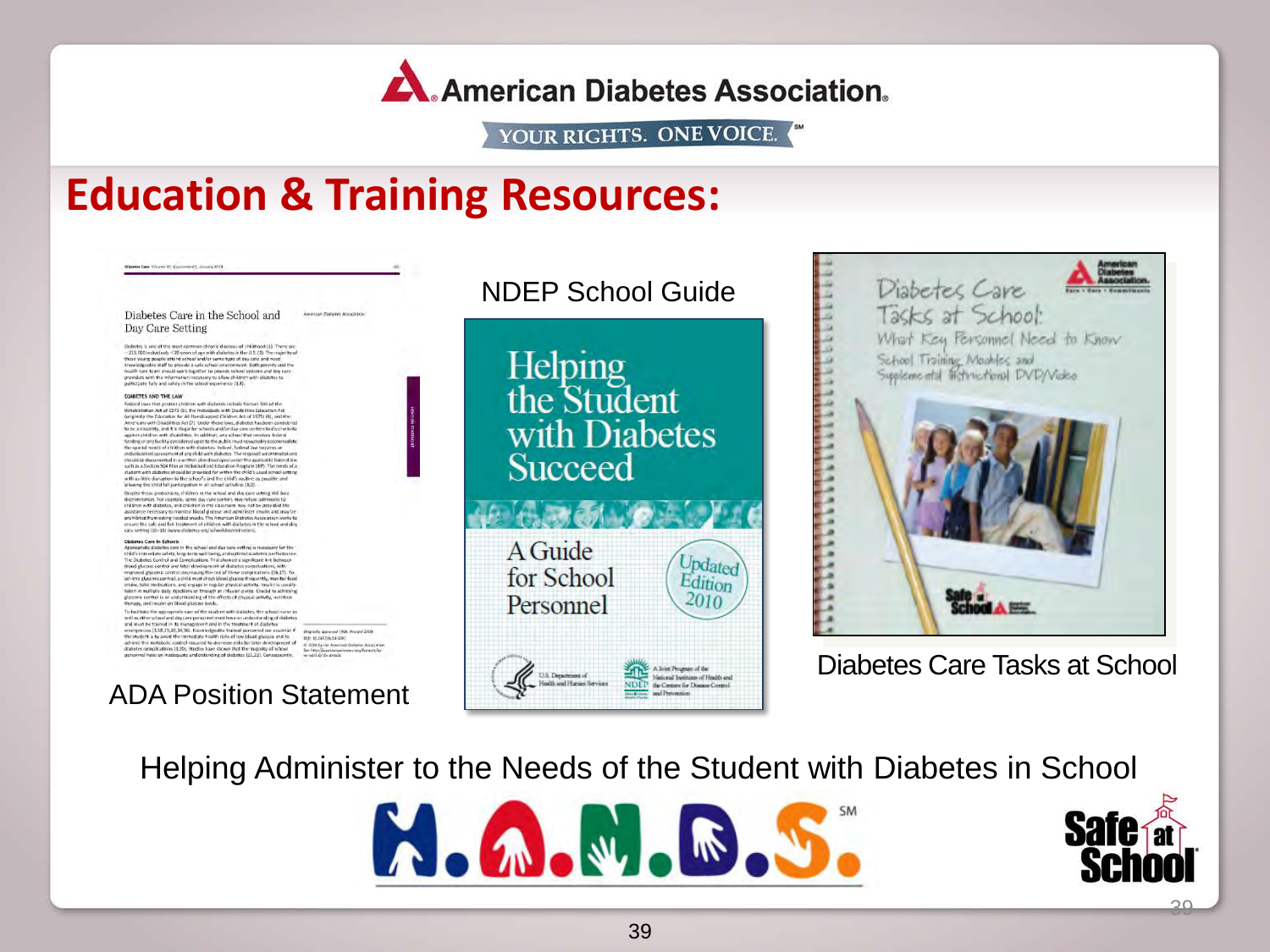American Diabetes Association.

YOUR RIGHTS. ONE VOICE.

# Education & Training Resources:

ADA Position Statement

NDEP School Guide

Diabetes Care Tasks at School

Helping Administer to the Needs of the Student with Diabetes in School

H.A.N.D.S.

Safe at School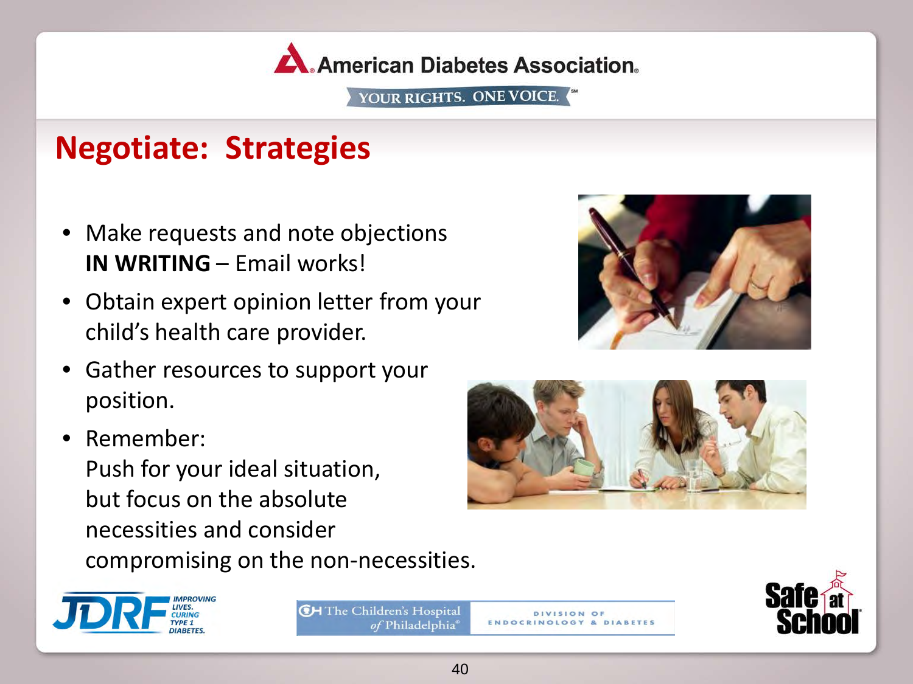## Negotiate: Strategies

- Make requests and note objections **IN WRITING** – Email works!
- Obtain expert opinion letter from your child's health care provider.
- Gather resources to support your position.
- Remember:
  Push for your ideal situation, but focus on the absolute necessities and consider compromising on the non-necessities.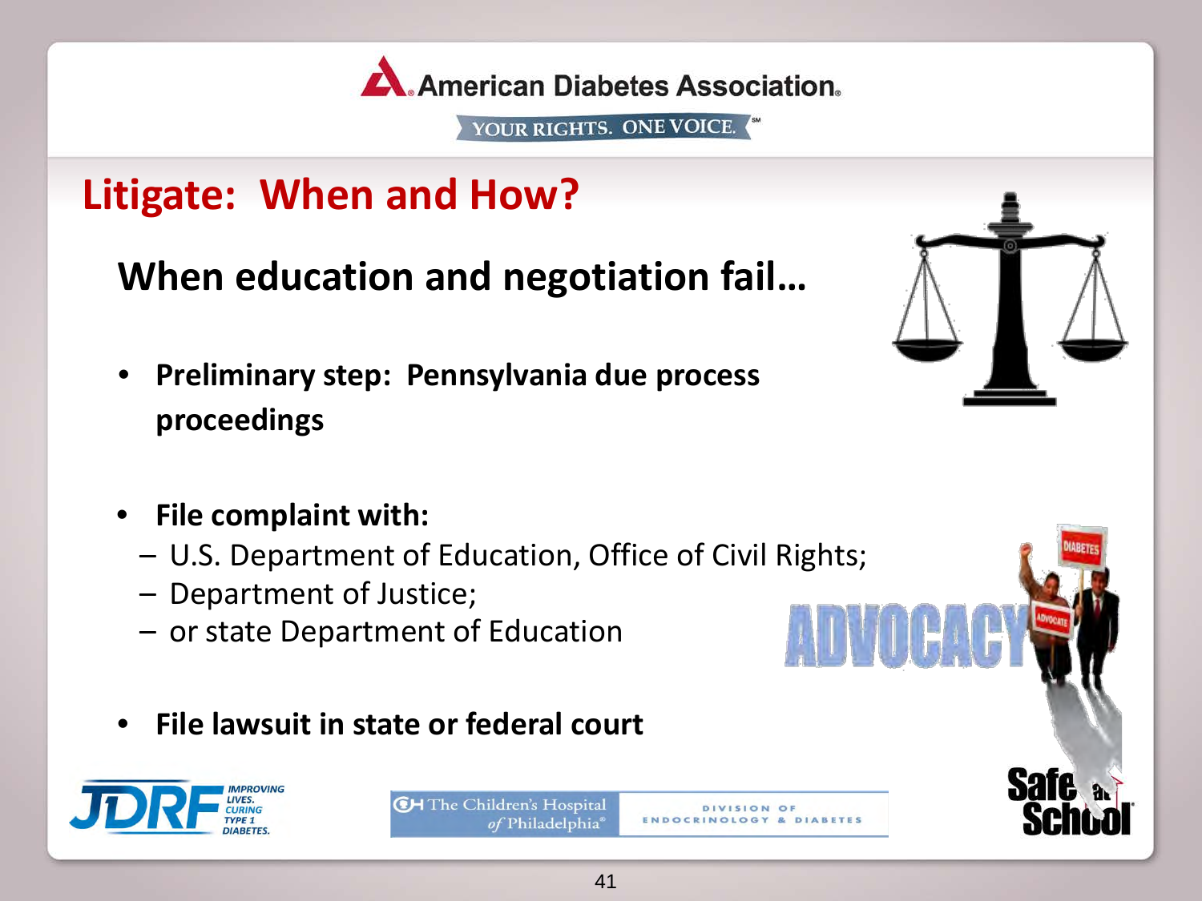# Litigate: When and How?

## When education and negotiation fail…

- **Preliminary step: Pennsylvania due process proceedings**
- **File complaint with:**
  - U.S. Department of Education, Office of Civil Rights;
  - Department of Justice;
  - or state Department of Education
- **File lawsuit in state or federal court**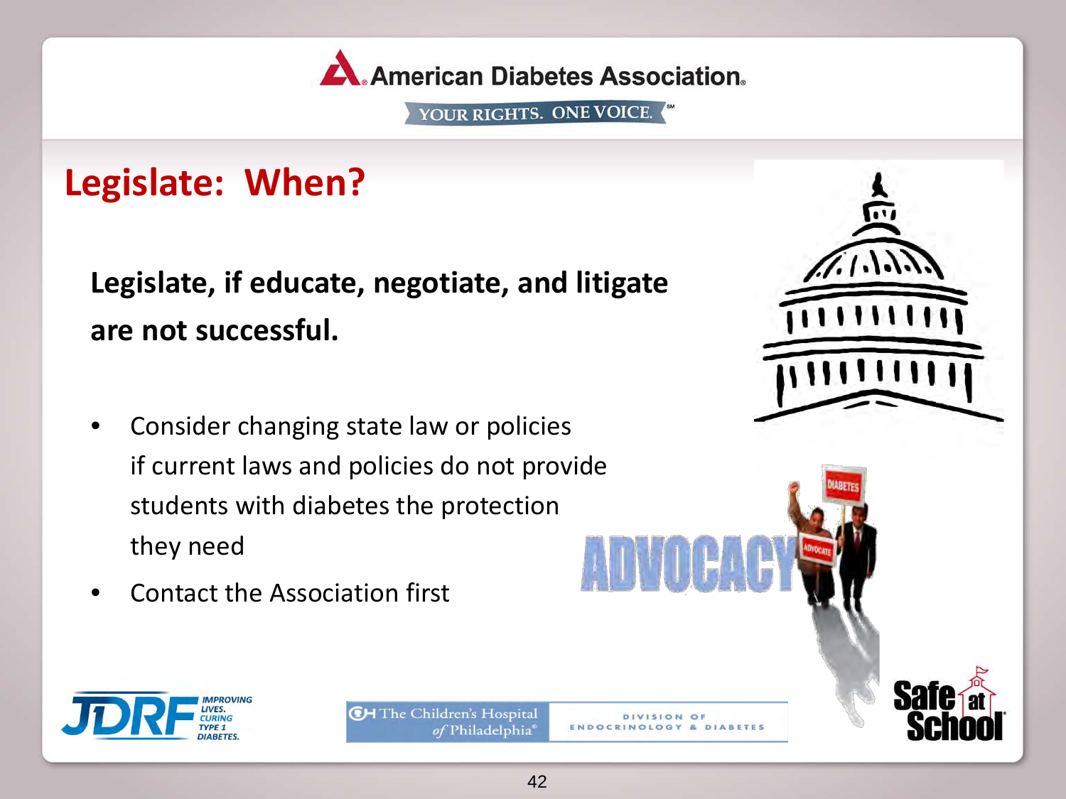## Legislate: When?

**Legislate, if educate, negotiate, and litigate are not successful.**

- Consider changing state law or policies if current laws and policies do not provide students with diabetes the protection they need
- Contact the Association first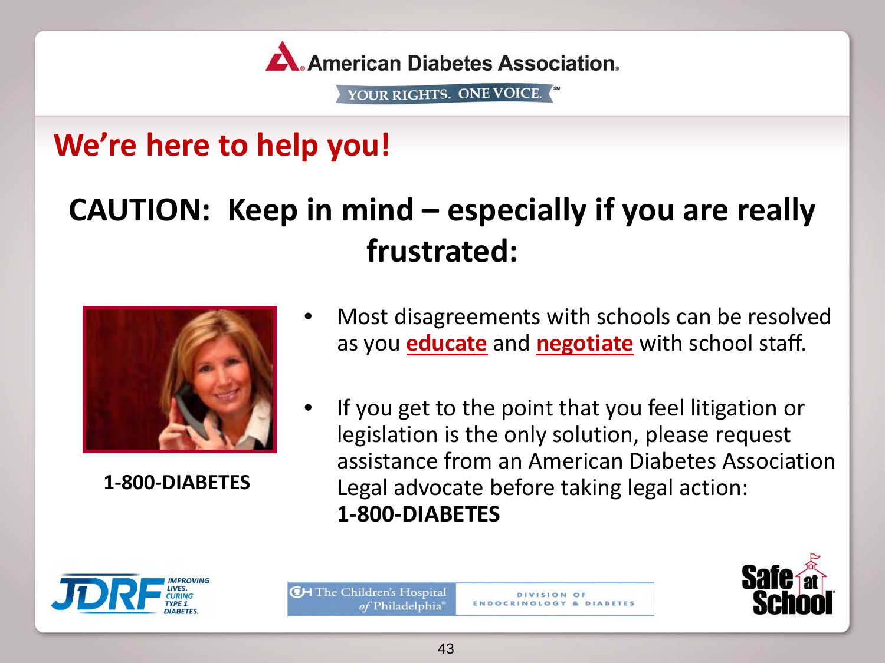American Diabetes Association

YOUR RIGHTS. ONE VOICE.

## We're here to help you!

# CAUTION: Keep in mind – especially if you are really frustrated:

**1-800-DIABETES**

- Most disagreements with schools can be resolved as you **educate** and **negotiate** with school staff.
- If you get to the point that you feel litigation or legislation is the only solution, please request assistance from an American Diabetes Association Legal advocate before taking legal action: **1-800-DIABETES**

JDRF IMPROVING LIVES. CURING TYPE 1 DIABETES.

The Children's Hospital of Philadelphia DIVISION OF ENDOCRINOLOGY & DIABETES

Safe at School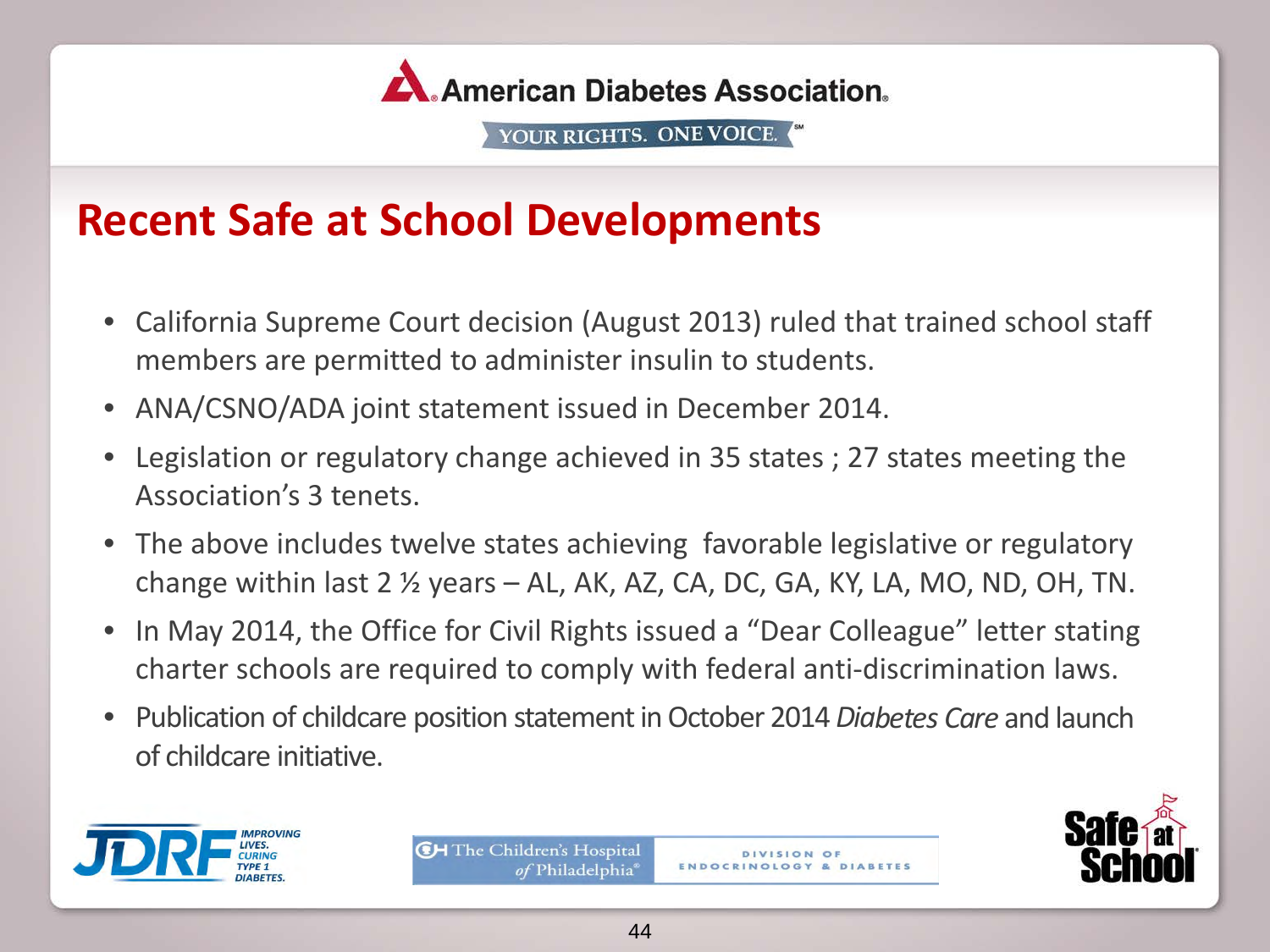American Diabetes Association

YOUR RIGHTS. ONE VOICE.

# Recent Safe at School Developments

- California Supreme Court decision (August 2013) ruled that trained school staff members are permitted to administer insulin to students.
- ANA/CSNO/ADA joint statement issued in December 2014.
- Legislation or regulatory change achieved in 35 states ; 27 states meeting the Association's 3 tenets.
- The above includes twelve states achieving favorable legislative or regulatory change within last 2 ½ years – AL, AK, AZ, CA, DC, GA, KY, LA, MO, ND, OH, TN.
- In May 2014, the Office for Civil Rights issued a "Dear Colleague" letter stating charter schools are required to comply with federal anti-discrimination laws.
- Publication of childcare position statement in October 2014 *Diabetes Care* and launch of childcare initiative.

JDRF — IMPROVING LIVES. CURING TYPE 1 DIABETES.

The Children's Hospital of Philadelphia — DIVISION OF ENDOCRINOLOGY & DIABETES

Safe at School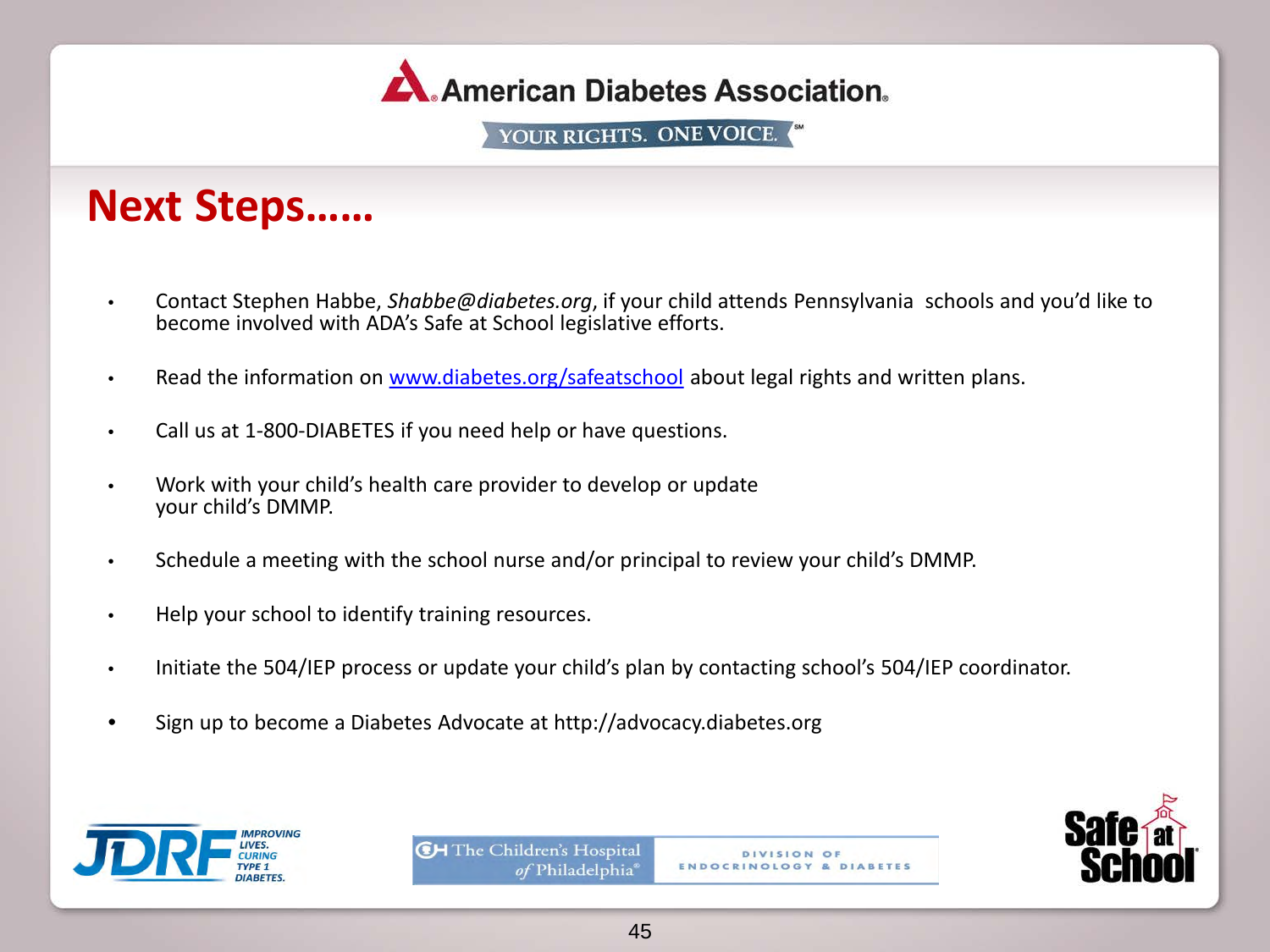American Diabetes Association

YOUR RIGHTS. ONE VOICE.

# Next Steps……

- Contact Stephen Habbe, *Shabbe@diabetes.org*, if your child attends Pennsylvania schools and you'd like to become involved with ADA's Safe at School legislative efforts.
- Read the information on www.diabetes.org/safeatschool about legal rights and written plans.
- Call us at 1-800-DIABETES if you need help or have questions.
- Work with your child's health care provider to develop or update your child's DMMP.
- Schedule a meeting with the school nurse and/or principal to review your child's DMMP.
- Help your school to identify training resources.
- Initiate the 504/IEP process or update your child's plan by contacting school's 504/IEP coordinator.
- Sign up to become a Diabetes Advocate at http://advocacy.diabetes.org

JDRF IMPROVING LIVES. CURING TYPE 1 DIABETES.

The Children's Hospital of Philadelphia — DIVISION OF ENDOCRINOLOGY & DIABETES

Safe at School